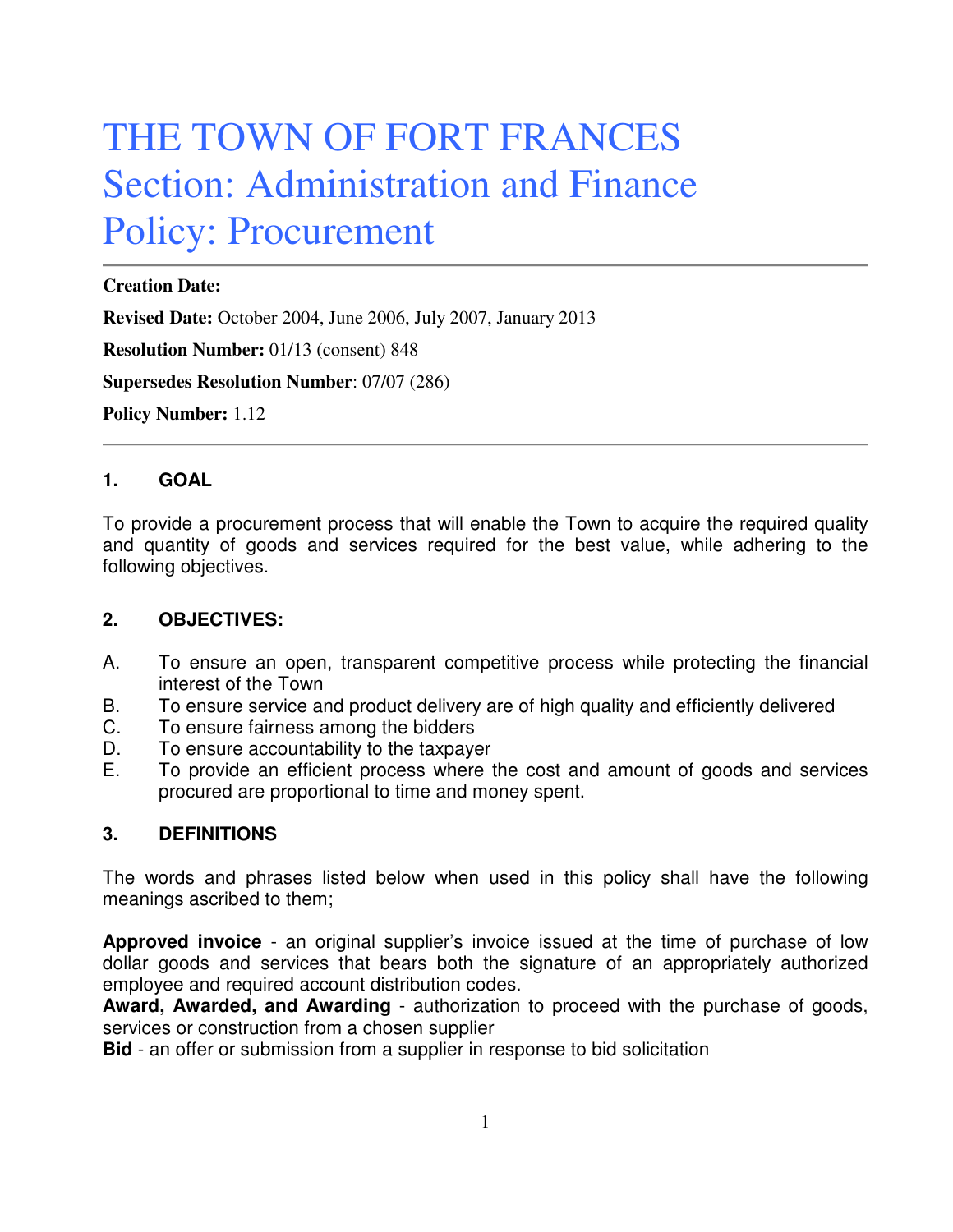# THE TOWN OF FORT FRANCES
# Section: Administration and Finance
# Policy: Procurement

---

**Creation Date:**

**Revised Date:** October 2004, June 2006, July 2007, January 2013

**Resolution Number:** 01/13 (consent) 848

**Supersedes Resolution Number**: 07/07 (286)

**Policy Number:** 1.12

---

## 1. GOAL

To provide a procurement process that will enable the Town to acquire the required quality and quantity of goods and services required for the best value, while adhering to the following objectives.

## 2. OBJECTIVES:

A. To ensure an open, transparent competitive process while protecting the financial interest of the Town
B. To ensure service and product delivery are of high quality and efficiently delivered
C. To ensure fairness among the bidders
D. To ensure accountability to the taxpayer
E. To provide an efficient process where the cost and amount of goods and services procured are proportional to time and money spent.

## 3. DEFINITIONS

The words and phrases listed below when used in this policy shall have the following meanings ascribed to them;

**Approved invoice** - an original supplier's invoice issued at the time of purchase of low dollar goods and services that bears both the signature of an appropriately authorized employee and required account distribution codes.
**Award, Awarded, and Awarding** - authorization to proceed with the purchase of goods, services or construction from a chosen supplier
**Bid** - an offer or submission from a supplier in response to bid solicitation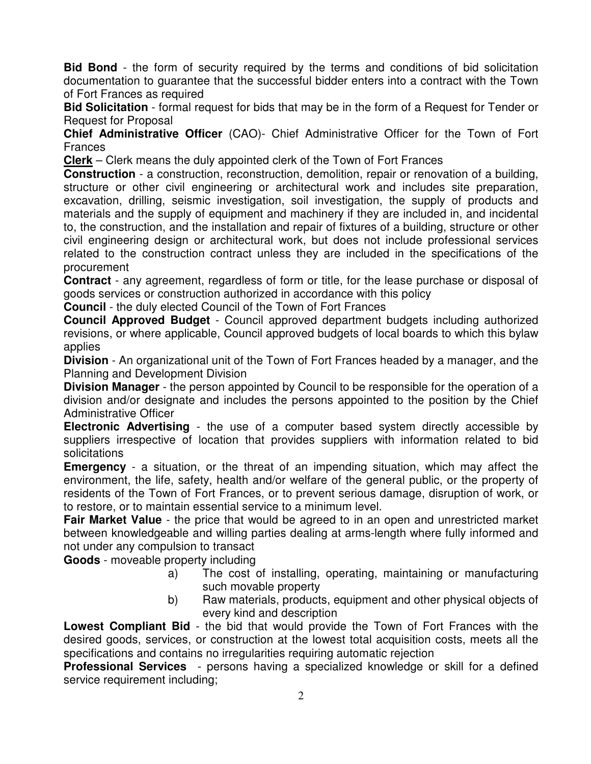**Bid Bond** - the form of security required by the terms and conditions of bid solicitation documentation to guarantee that the successful bidder enters into a contract with the Town of Fort Frances as required

**Bid Solicitation** - formal request for bids that may be in the form of a Request for Tender or Request for Proposal

**Chief Administrative Officer** (CAO)- Chief Administrative Officer for the Town of Fort Frances

**Clerk** – Clerk means the duly appointed clerk of the Town of Fort Frances

**Construction** - a construction, reconstruction, demolition, repair or renovation of a building, structure or other civil engineering or architectural work and includes site preparation, excavation, drilling, seismic investigation, soil investigation, the supply of products and materials and the supply of equipment and machinery if they are included in, and incidental to, the construction, and the installation and repair of fixtures of a building, structure or other civil engineering design or architectural work, but does not include professional services related to the construction contract unless they are included in the specifications of the procurement

**Contract** - any agreement, regardless of form or title, for the lease purchase or disposal of goods services or construction authorized in accordance with this policy

**Council** - the duly elected Council of the Town of Fort Frances

**Council Approved Budget** - Council approved department budgets including authorized revisions, or where applicable, Council approved budgets of local boards to which this bylaw applies

**Division** - An organizational unit of the Town of Fort Frances headed by a manager, and the Planning and Development Division

**Division Manager** - the person appointed by Council to be responsible for the operation of a division and/or designate and includes the persons appointed to the position by the Chief Administrative Officer

**Electronic Advertising** - the use of a computer based system directly accessible by suppliers irrespective of location that provides suppliers with information related to bid solicitations

**Emergency** - a situation, or the threat of an impending situation, which may affect the environment, the life, safety, health and/or welfare of the general public, or the property of residents of the Town of Fort Frances, or to prevent serious damage, disruption of work, or to restore, or to maintain essential service to a minimum level.

**Fair Market Value** - the price that would be agreed to in an open and unrestricted market between knowledgeable and willing parties dealing at arms-length where fully informed and not under any compulsion to transact

**Goods** - moveable property including

a) The cost of installing, operating, maintaining or manufacturing such movable property

b) Raw materials, products, equipment and other physical objects of every kind and description

**Lowest Compliant Bid** - the bid that would provide the Town of Fort Frances with the desired goods, services, or construction at the lowest total acquisition costs, meets all the specifications and contains no irregularities requiring automatic rejection

**Professional Services** - persons having a specialized knowledge or skill for a defined service requirement including;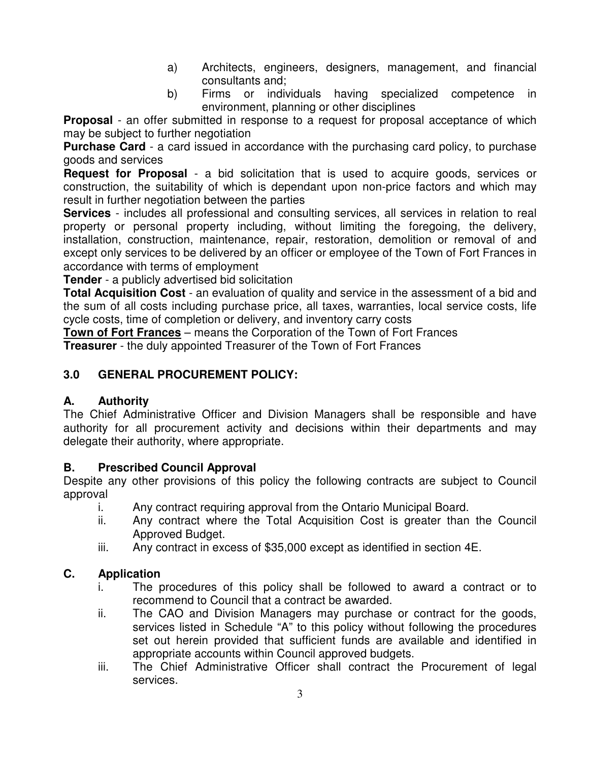a) Architects, engineers, designers, management, and financial consultants and;

b) Firms or individuals having specialized competence in environment, planning or other disciplines

**Proposal** - an offer submitted in response to a request for proposal acceptance of which may be subject to further negotiation

**Purchase Card** - a card issued in accordance with the purchasing card policy, to purchase goods and services

**Request for Proposal** - a bid solicitation that is used to acquire goods, services or construction, the suitability of which is dependant upon non-price factors and which may result in further negotiation between the parties

**Services** - includes all professional and consulting services, all services in relation to real property or personal property including, without limiting the foregoing, the delivery, installation, construction, maintenance, repair, restoration, demolition or removal of and except only services to be delivered by an officer or employee of the Town of Fort Frances in accordance with terms of employment

**Tender** - a publicly advertised bid solicitation

**Total Acquisition Cost** - an evaluation of quality and service in the assessment of a bid and the sum of all costs including purchase price, all taxes, warranties, local service costs, life cycle costs, time of completion or delivery, and inventory carry costs

**<u>Town of Fort Frances</u>** – means the Corporation of the Town of Fort Frances

**Treasurer** - the duly appointed Treasurer of the Town of Fort Frances

## 3.0 GENERAL PROCUREMENT POLICY:

### A. Authority

The Chief Administrative Officer and Division Managers shall be responsible and have authority for all procurement activity and decisions within their departments and may delegate their authority, where appropriate.

### B. Prescribed Council Approval

Despite any other provisions of this policy the following contracts are subject to Council approval

i. Any contract requiring approval from the Ontario Municipal Board.

ii. Any contract where the Total Acquisition Cost is greater than the Council Approved Budget.

iii. Any contract in excess of $35,000 except as identified in section 4E.

### C. Application

i. The procedures of this policy shall be followed to award a contract or to recommend to Council that a contract be awarded.

ii. The CAO and Division Managers may purchase or contract for the goods, services listed in Schedule “A” to this policy without following the procedures set out herein provided that sufficient funds are available and identified in appropriate accounts within Council approved budgets.

iii. The Chief Administrative Officer shall contract the Procurement of legal services.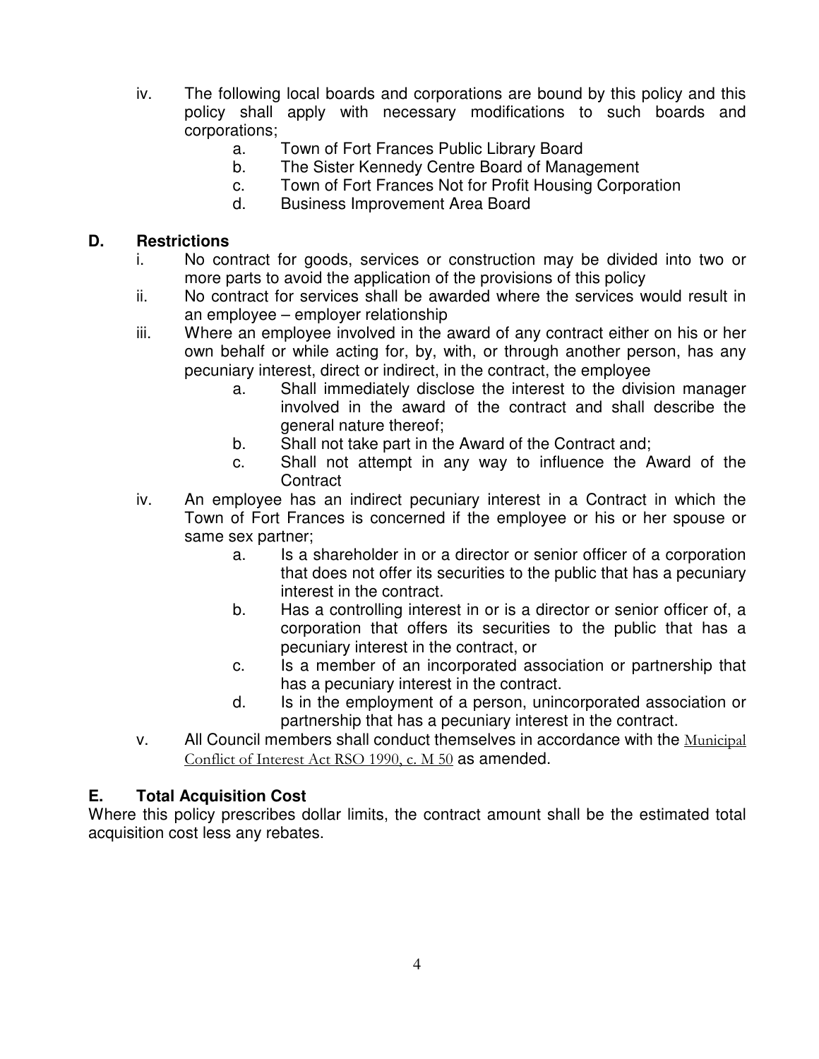iv. The following local boards and corporations are bound by this policy and this policy shall apply with necessary modifications to such boards and corporations;
   a. Town of Fort Frances Public Library Board
   b. The Sister Kennedy Centre Board of Management
   c. Town of Fort Frances Not for Profit Housing Corporation
   d. Business Improvement Area Board

### D. Restrictions

i. No contract for goods, services or construction may be divided into two or more parts to avoid the application of the provisions of this policy

ii. No contract for services shall be awarded where the services would result in an employee – employer relationship

iii. Where an employee involved in the award of any contract either on his or her own behalf or while acting for, by, with, or through another person, has any pecuniary interest, direct or indirect, in the contract, the employee
   a. Shall immediately disclose the interest to the division manager involved in the award of the contract and shall describe the general nature thereof;
   b. Shall not take part in the Award of the Contract and;
   c. Shall not attempt in any way to influence the Award of the Contract

iv. An employee has an indirect pecuniary interest in a Contract in which the Town of Fort Frances is concerned if the employee or his or her spouse or same sex partner;
   a. Is a shareholder in or a director or senior officer of a corporation that does not offer its securities to the public that has a pecuniary interest in the contract.
   b. Has a controlling interest in or is a director or senior officer of, a corporation that offers its securities to the public that has a pecuniary interest in the contract, or
   c. Is a member of an incorporated association or partnership that has a pecuniary interest in the contract.
   d. Is in the employment of a person, unincorporated association or partnership that has a pecuniary interest in the contract.

v. All Council members shall conduct themselves in accordance with the Municipal Conflict of Interest Act RSO 1990, c. M 50 as amended.

### E. Total Acquisition Cost

Where this policy prescribes dollar limits, the contract amount shall be the estimated total acquisition cost less any rebates.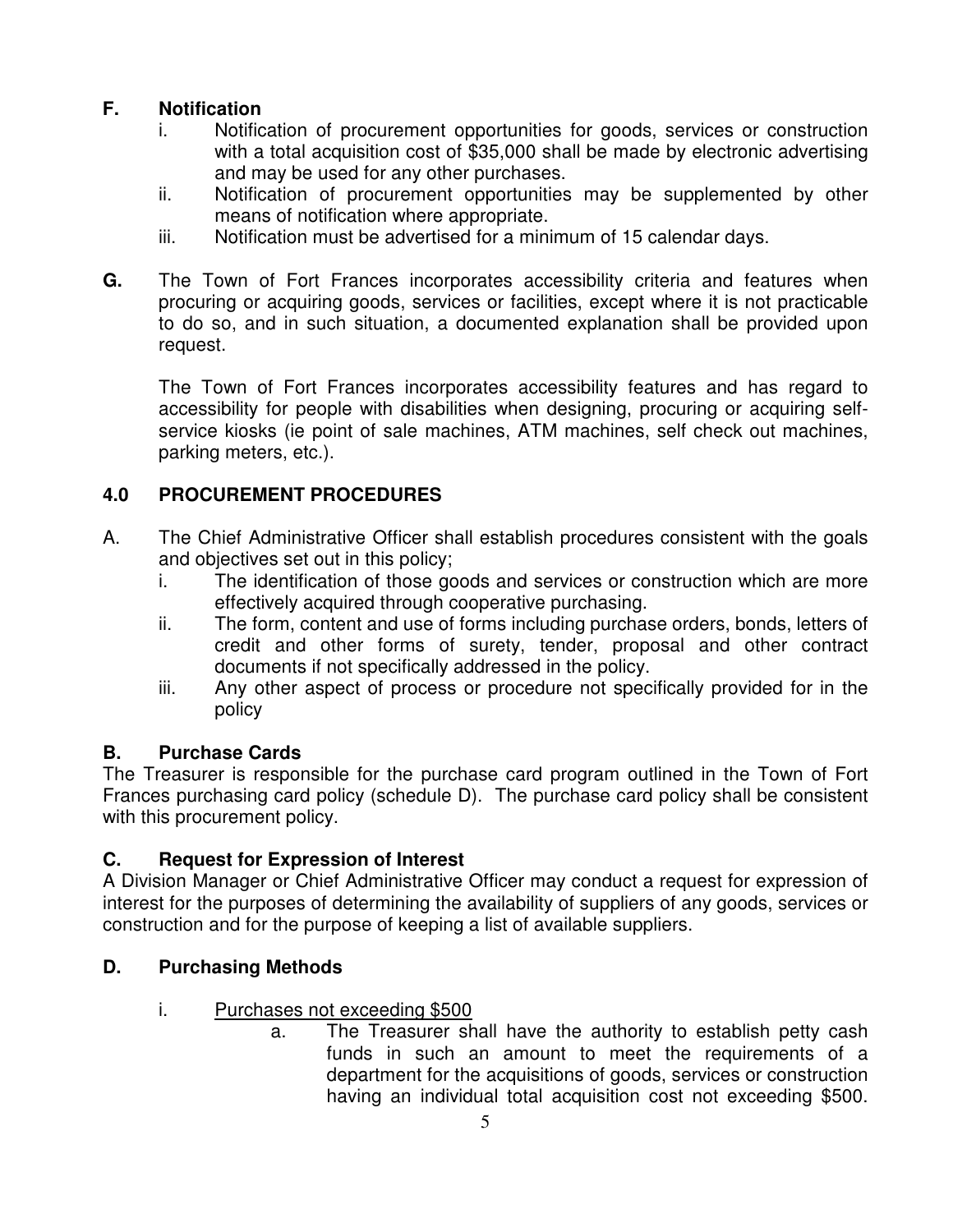### F. Notification

i. Notification of procurement opportunities for goods, services or construction with a total acquisition cost of $35,000 shall be made by electronic advertising and may be used for any other purchases.

ii. Notification of procurement opportunities may be supplemented by other means of notification where appropriate.

iii. Notification must be advertised for a minimum of 15 calendar days.

**G.** The Town of Fort Frances incorporates accessibility criteria and features when procuring or acquiring goods, services or facilities, except where it is not practicable to do so, and in such situation, a documented explanation shall be provided upon request.

The Town of Fort Frances incorporates accessibility features and has regard to accessibility for people with disabilities when designing, procuring or acquiring self-service kiosks (ie point of sale machines, ATM machines, self check out machines, parking meters, etc.).

## 4.0 PROCUREMENT PROCEDURES

A. The Chief Administrative Officer shall establish procedures consistent with the goals and objectives set out in this policy;

i. The identification of those goods and services or construction which are more effectively acquired through cooperative purchasing.

ii. The form, content and use of forms including purchase orders, bonds, letters of credit and other forms of surety, tender, proposal and other contract documents if not specifically addressed in the policy.

iii. Any other aspect of process or procedure not specifically provided for in the policy

### B. Purchase Cards

The Treasurer is responsible for the purchase card program outlined in the Town of Fort Frances purchasing card policy (schedule D). The purchase card policy shall be consistent with this procurement policy.

### C. Request for Expression of Interest

A Division Manager or Chief Administrative Officer may conduct a request for expression of interest for the purposes of determining the availability of suppliers of any goods, services or construction and for the purpose of keeping a list of available suppliers.

### D. Purchasing Methods

i. Purchases not exceeding $500

a. The Treasurer shall have the authority to establish petty cash funds in such an amount to meet the requirements of a department for the acquisitions of goods, services or construction having an individual total acquisition cost not exceeding $500.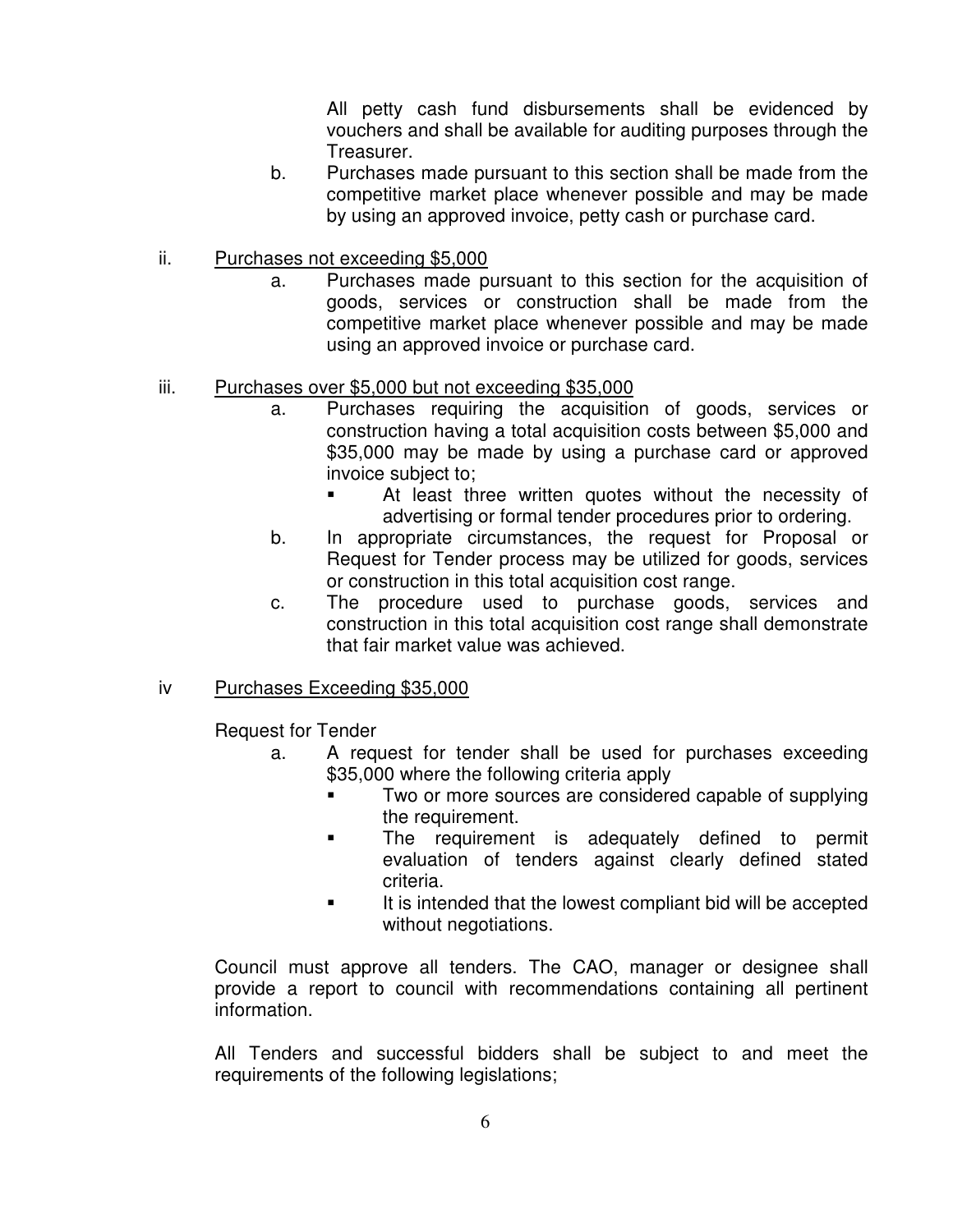All petty cash fund disbursements shall be evidenced by vouchers and shall be available for auditing purposes through the Treasurer.

b. Purchases made pursuant to this section shall be made from the competitive market place whenever possible and may be made by using an approved invoice, petty cash or purchase card.

ii. <u>Purchases not exceeding $5,000</u>

a. Purchases made pursuant to this section for the acquisition of goods, services or construction shall be made from the competitive market place whenever possible and may be made using an approved invoice or purchase card.

iii. <u>Purchases over $5,000 but not exceeding $35,000</u>

a. Purchases requiring the acquisition of goods, services or construction having a total acquisition costs between $5,000 and $35,000 may be made by using a purchase card or approved invoice subject to;
   - At least three written quotes without the necessity of advertising or formal tender procedures prior to ordering.

b. In appropriate circumstances, the request for Proposal or Request for Tender process may be utilized for goods, services or construction in this total acquisition cost range.

c. The procedure used to purchase goods, services and construction in this total acquisition cost range shall demonstrate that fair market value was achieved.

iv <u>Purchases Exceeding $35,000</u>

Request for Tender

a. A request for tender shall be used for purchases exceeding $35,000 where the following criteria apply
   - Two or more sources are considered capable of supplying the requirement.
   - The requirement is adequately defined to permit evaluation of tenders against clearly defined stated criteria.
   - It is intended that the lowest compliant bid will be accepted without negotiations.

Council must approve all tenders. The CAO, manager or designee shall provide a report to council with recommendations containing all pertinent information.

All Tenders and successful bidders shall be subject to and meet the requirements of the following legislations;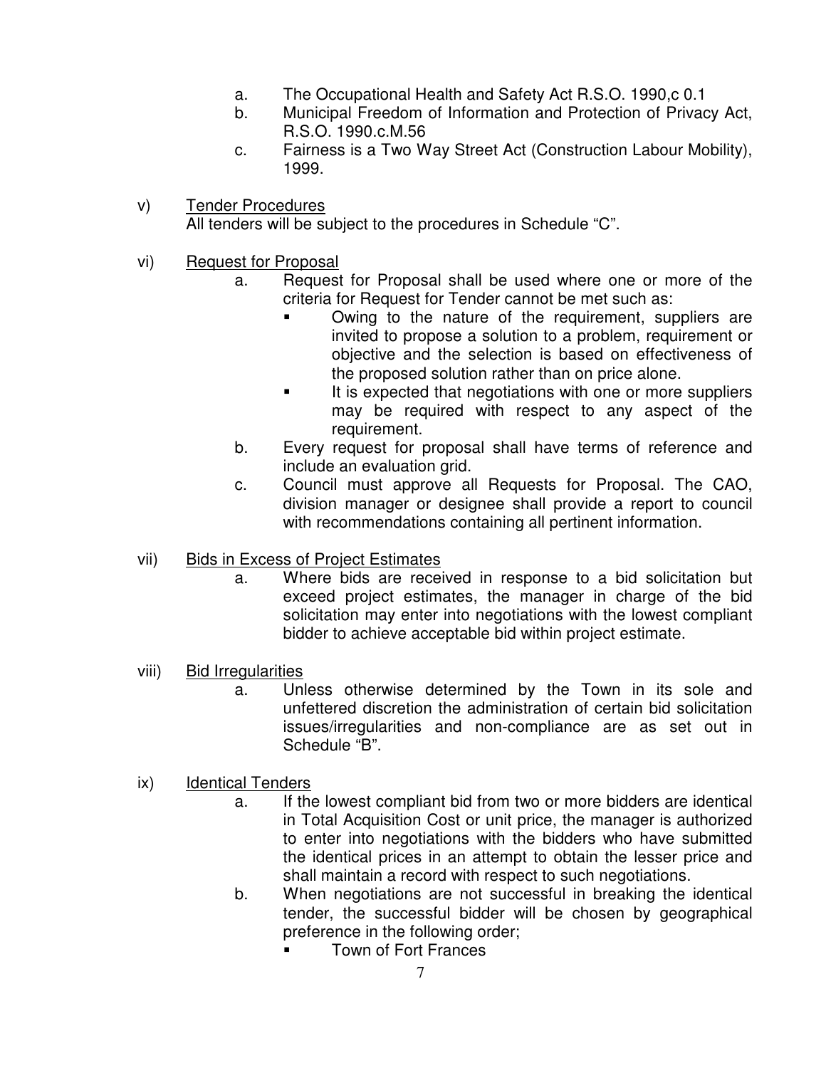a. The Occupational Health and Safety Act R.S.O. 1990,c 0.1
b. Municipal Freedom of Information and Protection of Privacy Act, R.S.O. 1990.c.M.56
c. Fairness is a Two Way Street Act (Construction Labour Mobility), 1999.

v) <u>Tender Procedures</u>

All tenders will be subject to the procedures in Schedule “C”.

vi) <u>Request for Proposal</u>

a. Request for Proposal shall be used where one or more of the criteria for Request for Tender cannot be met such as:
   - Owing to the nature of the requirement, suppliers are invited to propose a solution to a problem, requirement or objective and the selection is based on effectiveness of the proposed solution rather than on price alone.
   - It is expected that negotiations with one or more suppliers may be required with respect to any aspect of the requirement.

b. Every request for proposal shall have terms of reference and include an evaluation grid.

c. Council must approve all Requests for Proposal. The CAO, division manager or designee shall provide a report to council with recommendations containing all pertinent information.

vii) <u>Bids in Excess of Project Estimates</u>

a. Where bids are received in response to a bid solicitation but exceed project estimates, the manager in charge of the bid solicitation may enter into negotiations with the lowest compliant bidder to achieve acceptable bid within project estimate.

viii) <u>Bid Irregularities</u>

a. Unless otherwise determined by the Town in its sole and unfettered discretion the administration of certain bid solicitation issues/irregularities and non-compliance are as set out in Schedule “B”.

ix) <u>Identical Tenders</u>

a. If the lowest compliant bid from two or more bidders are identical in Total Acquisition Cost or unit price, the manager is authorized to enter into negotiations with the bidders who have submitted the identical prices in an attempt to obtain the lesser price and shall maintain a record with respect to such negotiations.

b. When negotiations are not successful in breaking the identical tender, the successful bidder will be chosen by geographical preference in the following order;
   - Town of Fort Frances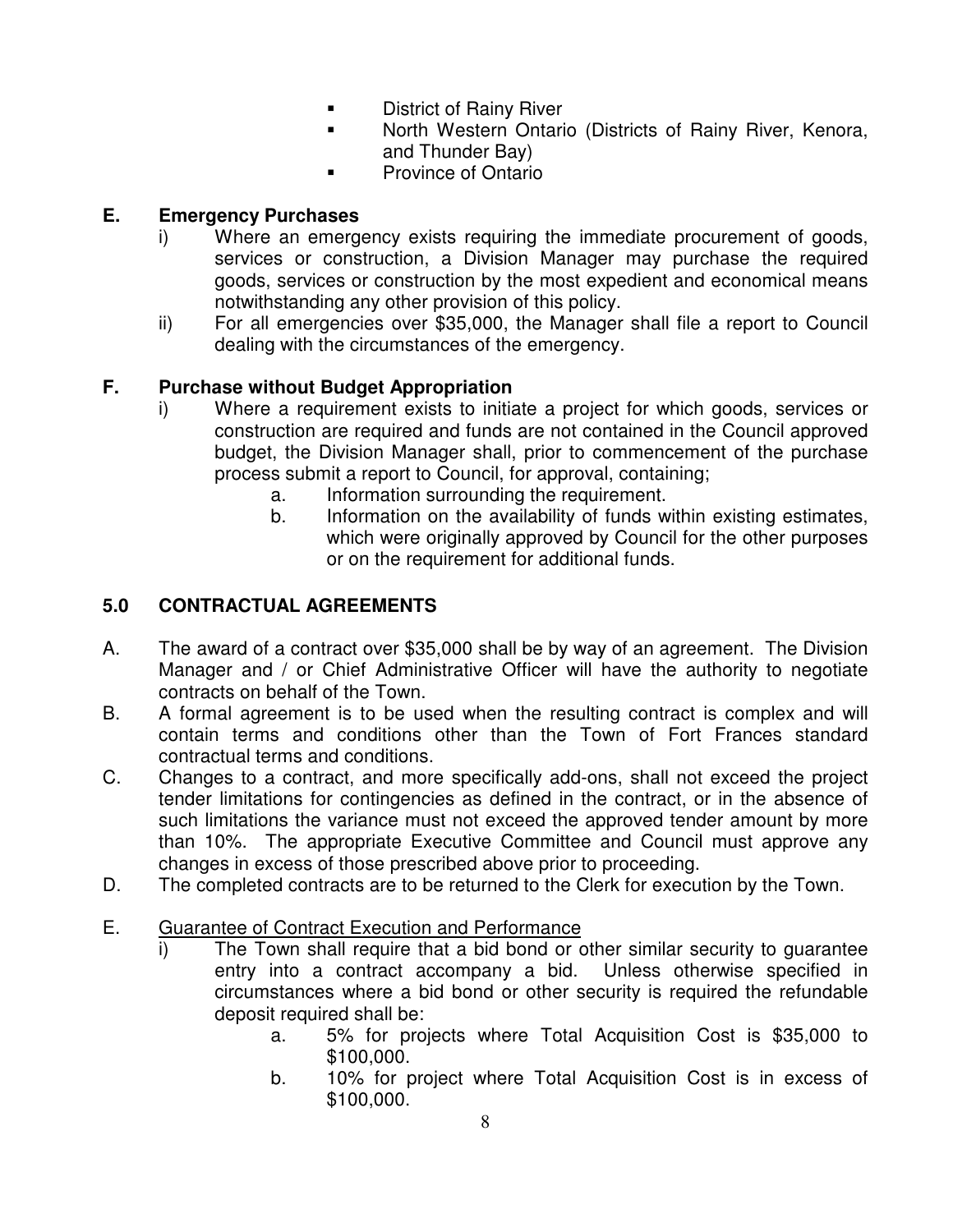- District of Rainy River
- North Western Ontario (Districts of Rainy River, Kenora, and Thunder Bay)
- Province of Ontario

### E. Emergency Purchases

i) Where an emergency exists requiring the immediate procurement of goods, services or construction, a Division Manager may purchase the required goods, services or construction by the most expedient and economical means notwithstanding any other provision of this policy.

ii) For all emergencies over $35,000, the Manager shall file a report to Council dealing with the circumstances of the emergency.

### F. Purchase without Budget Appropriation

i) Where a requirement exists to initiate a project for which goods, services or construction are required and funds are not contained in the Council approved budget, the Division Manager shall, prior to commencement of the purchase process submit a report to Council, for approval, containing;

   a. Information surrounding the requirement.
   b. Information on the availability of funds within existing estimates, which were originally approved by Council for the other purposes or on the requirement for additional funds.

## 5.0 CONTRACTUAL AGREEMENTS

A. The award of a contract over $35,000 shall be by way of an agreement. The Division Manager and / or Chief Administrative Officer will have the authority to negotiate contracts on behalf of the Town.

B. A formal agreement is to be used when the resulting contract is complex and will contain terms and conditions other than the Town of Fort Frances standard contractual terms and conditions.

C. Changes to a contract, and more specifically add-ons, shall not exceed the project tender limitations for contingencies as defined in the contract, or in the absence of such limitations the variance must not exceed the approved tender amount by more than 10%. The appropriate Executive Committee and Council must approve any changes in excess of those prescribed above prior to proceeding.

D. The completed contracts are to be returned to the Clerk for execution by the Town.

E. <u>Guarantee of Contract Execution and Performance</u>

i) The Town shall require that a bid bond or other similar security to guarantee entry into a contract accompany a bid. Unless otherwise specified in circumstances where a bid bond or other security is required the refundable deposit required shall be:

   a. 5% for projects where Total Acquisition Cost is $35,000 to $100,000.
   b. 10% for project where Total Acquisition Cost is in excess of $100,000.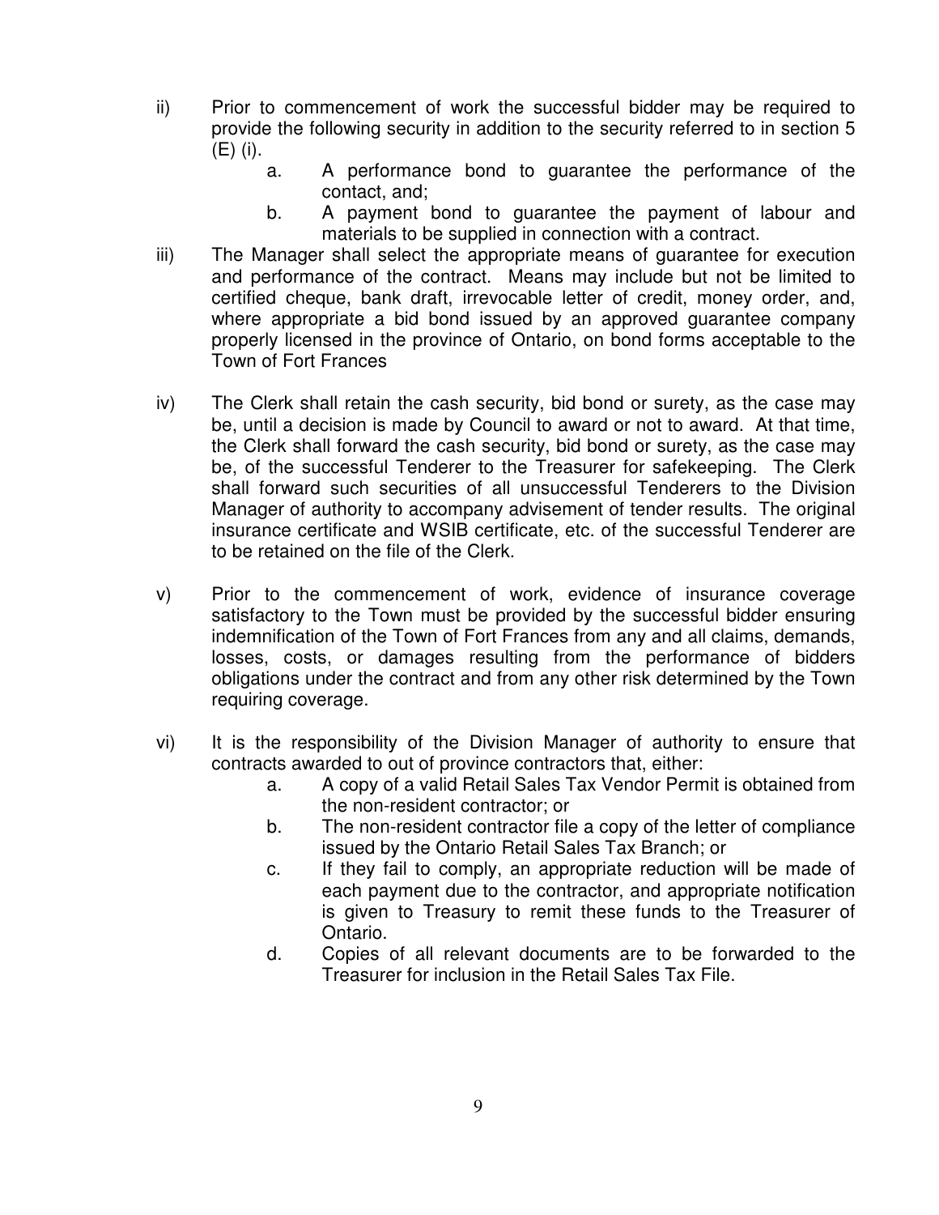ii) Prior to commencement of work the successful bidder may be required to provide the following security in addition to the security referred to in section 5 (E) (i).

   a. A performance bond to guarantee the performance of the contact, and;
   b. A payment bond to guarantee the payment of labour and materials to be supplied in connection with a contract.

iii) The Manager shall select the appropriate means of guarantee for execution and performance of the contract. Means may include but not be limited to certified cheque, bank draft, irrevocable letter of credit, money order, and, where appropriate a bid bond issued by an approved guarantee company properly licensed in the province of Ontario, on bond forms acceptable to the Town of Fort Frances

iv) The Clerk shall retain the cash security, bid bond or surety, as the case may be, until a decision is made by Council to award or not to award. At that time, the Clerk shall forward the cash security, bid bond or surety, as the case may be, of the successful Tenderer to the Treasurer for safekeeping. The Clerk shall forward such securities of all unsuccessful Tenderers to the Division Manager of authority to accompany advisement of tender results. The original insurance certificate and WSIB certificate, etc. of the successful Tenderer are to be retained on the file of the Clerk.

v) Prior to the commencement of work, evidence of insurance coverage satisfactory to the Town must be provided by the successful bidder ensuring indemnification of the Town of Fort Frances from any and all claims, demands, losses, costs, or damages resulting from the performance of bidders obligations under the contract and from any other risk determined by the Town requiring coverage.

vi) It is the responsibility of the Division Manager of authority to ensure that contracts awarded to out of province contractors that, either:

   a. A copy of a valid Retail Sales Tax Vendor Permit is obtained from the non-resident contractor; or
   b. The non-resident contractor file a copy of the letter of compliance issued by the Ontario Retail Sales Tax Branch; or
   c. If they fail to comply, an appropriate reduction will be made of each payment due to the contractor, and appropriate notification is given to Treasury to remit these funds to the Treasurer of Ontario.
   d. Copies of all relevant documents are to be forwarded to the Treasurer for inclusion in the Retail Sales Tax File.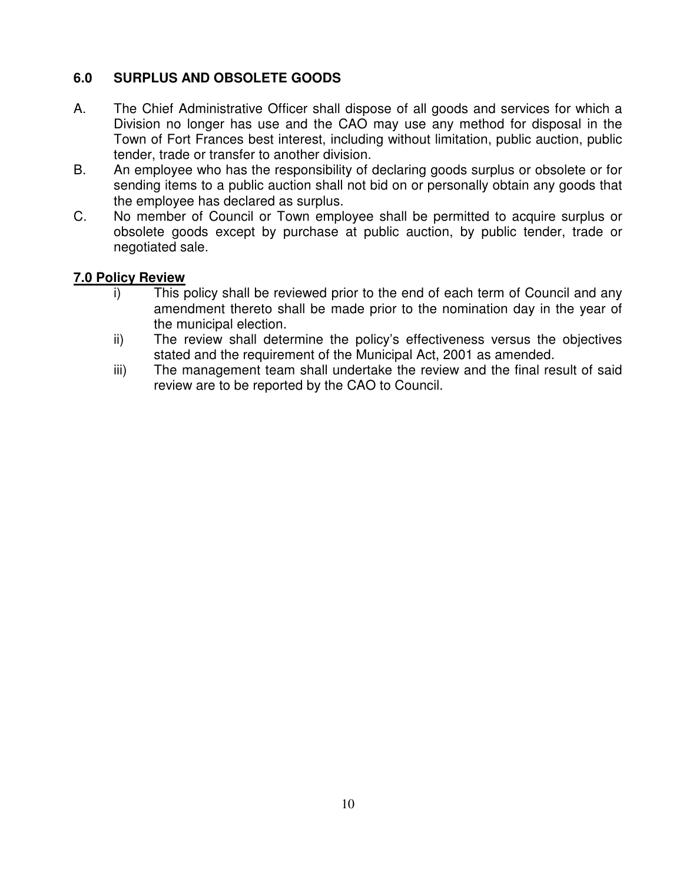## 6.0 SURPLUS AND OBSOLETE GOODS

A. The Chief Administrative Officer shall dispose of all goods and services for which a Division no longer has use and the CAO may use any method for disposal in the Town of Fort Frances best interest, including without limitation, public auction, public tender, trade or transfer to another division.

B. An employee who has the responsibility of declaring goods surplus or obsolete or for sending items to a public auction shall not bid on or personally obtain any goods that the employee has declared as surplus.

C. No member of Council or Town employee shall be permitted to acquire surplus or obsolete goods except by purchase at public auction, by public tender, trade or negotiated sale.

## 7.0 Policy Review

i) This policy shall be reviewed prior to the end of each term of Council and any amendment thereto shall be made prior to the nomination day in the year of the municipal election.

ii) The review shall determine the policy's effectiveness versus the objectives stated and the requirement of the Municipal Act, 2001 as amended.

iii) The management team shall undertake the review and the final result of said review are to be reported by the CAO to Council.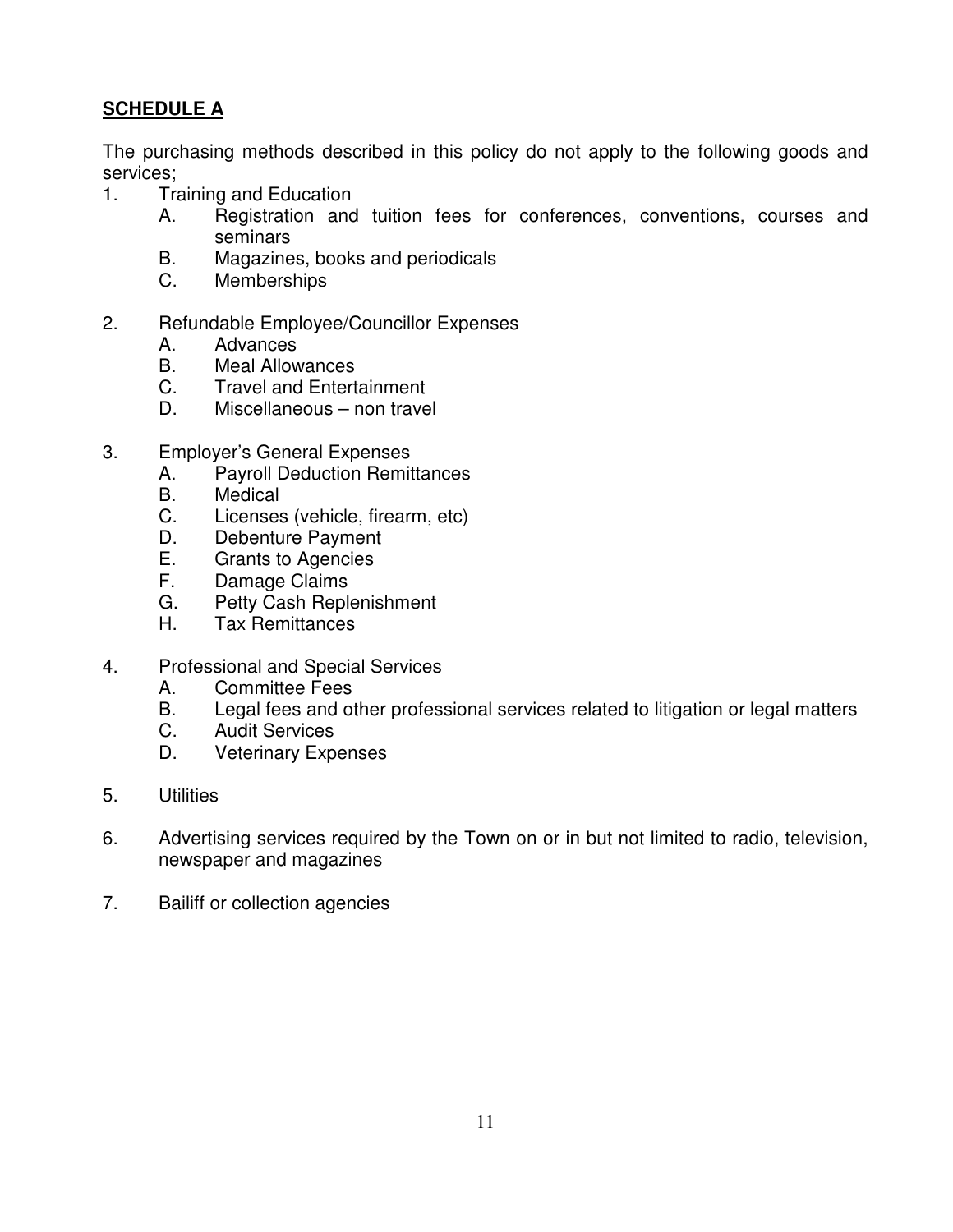## **SCHEDULE A**

The purchasing methods described in this policy do not apply to the following goods and services;

1. Training and Education
   - A. Registration and tuition fees for conferences, conventions, courses and seminars
   - B. Magazines, books and periodicals
   - C. Memberships

2. Refundable Employee/Councillor Expenses
   - A. Advances
   - B. Meal Allowances
   - C. Travel and Entertainment
   - D. Miscellaneous – non travel

3. Employer's General Expenses
   - A. Payroll Deduction Remittances
   - B. Medical
   - C. Licenses (vehicle, firearm, etc)
   - D. Debenture Payment
   - E. Grants to Agencies
   - F. Damage Claims
   - G. Petty Cash Replenishment
   - H. Tax Remittances

4. Professional and Special Services
   - A. Committee Fees
   - B. Legal fees and other professional services related to litigation or legal matters
   - C. Audit Services
   - D. Veterinary Expenses

5. Utilities

6. Advertising services required by the Town on or in but not limited to radio, television, newspaper and magazines

7. Bailiff or collection agencies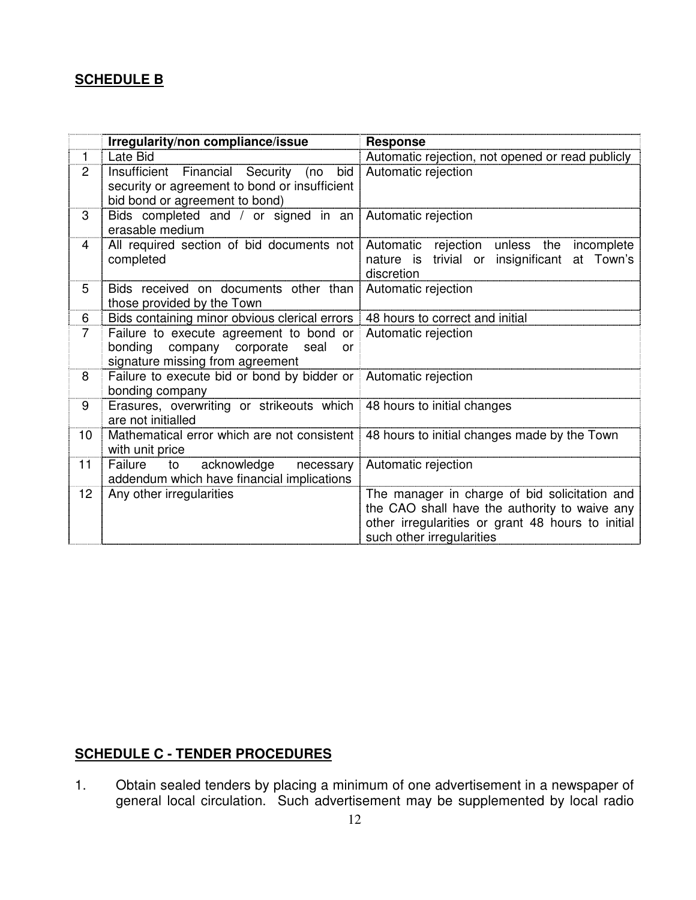**SCHEDULE B**

| | Irregularity/non compliance/issue | Response |
|---|---|---|
| 1 | Late Bid | Automatic rejection, not opened or read publicly |
| 2 | Insufficient Financial Security (no bid security or agreement to bond or insufficient bid bond or agreement to bond) | Automatic rejection |
| 3 | Bids completed and / or signed in an erasable medium | Automatic rejection |
| 4 | All required section of bid documents not completed | Automatic rejection unless the incomplete nature is trivial or insignificant at Town's discretion |
| 5 | Bids received on documents other than those provided by the Town | Automatic rejection |
| 6 | Bids containing minor obvious clerical errors | 48 hours to correct and initial |
| 7 | Failure to execute agreement to bond or bonding company corporate seal or signature missing from agreement | Automatic rejection |
| 8 | Failure to execute bid or bond by bidder or bonding company | Automatic rejection |
| 9 | Erasures, overwriting or strikeouts which are not initialled | 48 hours to initial changes |
| 10 | Mathematical error which are not consistent with unit price | 48 hours to initial changes made by the Town |
| 11 | Failure to acknowledge necessary addendum which have financial implications | Automatic rejection |
| 12 | Any other irregularities | The manager in charge of bid solicitation and the CAO shall have the authority to waive any other irregularities or grant 48 hours to initial such other irregularities |

**SCHEDULE C - TENDER PROCEDURES**

1. Obtain sealed tenders by placing a minimum of one advertisement in a newspaper of general local circulation. Such advertisement may be supplemented by local radio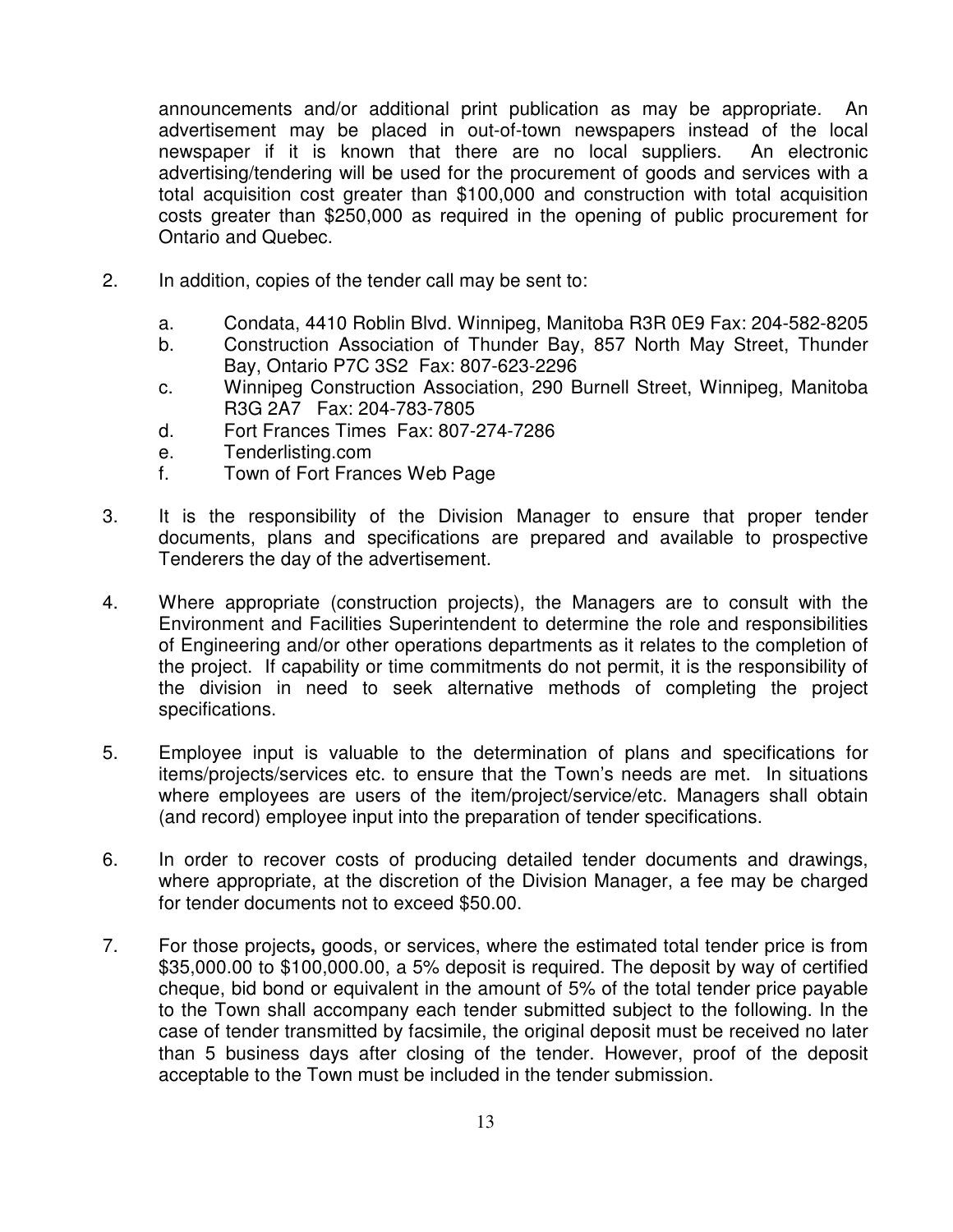announcements and/or additional print publication as may be appropriate. An advertisement may be placed in out-of-town newspapers instead of the local newspaper if it is known that there are no local suppliers. An electronic advertising/tendering will be used for the procurement of goods and services with a total acquisition cost greater than $100,000 and construction with total acquisition costs greater than $250,000 as required in the opening of public procurement for Ontario and Quebec.

2. In addition, copies of the tender call may be sent to:

   a. Condata, 4410 Roblin Blvd. Winnipeg, Manitoba R3R 0E9 Fax: 204-582-8205
   b. Construction Association of Thunder Bay, 857 North May Street, Thunder Bay, Ontario P7C 3S2 Fax: 807-623-2296
   c. Winnipeg Construction Association, 290 Burnell Street, Winnipeg, Manitoba R3G 2A7 Fax: 204-783-7805
   d. Fort Frances Times Fax: 807-274-7286
   e. Tenderlisting.com
   f. Town of Fort Frances Web Page

3. It is the responsibility of the Division Manager to ensure that proper tender documents, plans and specifications are prepared and available to prospective Tenderers the day of the advertisement.

4. Where appropriate (construction projects), the Managers are to consult with the Environment and Facilities Superintendent to determine the role and responsibilities of Engineering and/or other operations departments as it relates to the completion of the project. If capability or time commitments do not permit, it is the responsibility of the division in need to seek alternative methods of completing the project specifications.

5. Employee input is valuable to the determination of plans and specifications for items/projects/services etc. to ensure that the Town's needs are met. In situations where employees are users of the item/project/service/etc. Managers shall obtain (and record) employee input into the preparation of tender specifications.

6. In order to recover costs of producing detailed tender documents and drawings, where appropriate, at the discretion of the Division Manager, a fee may be charged for tender documents not to exceed $50.00.

7. For those projects**,** goods, or services, where the estimated total tender price is from $35,000.00 to $100,000.00, a 5% deposit is required. The deposit by way of certified cheque, bid bond or equivalent in the amount of 5% of the total tender price payable to the Town shall accompany each tender submitted subject to the following. In the case of tender transmitted by facsimile, the original deposit must be received no later than 5 business days after closing of the tender. However, proof of the deposit acceptable to the Town must be included in the tender submission.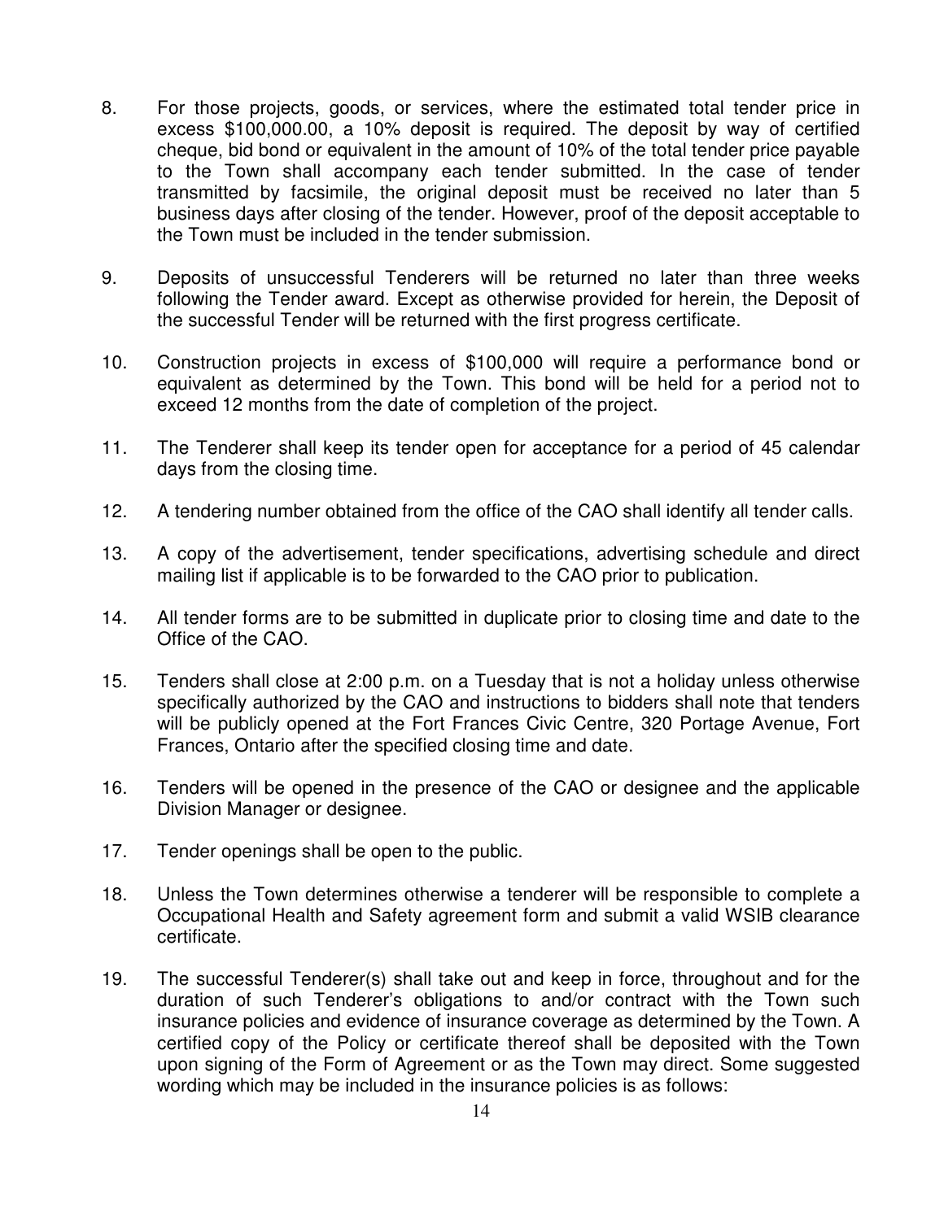8. For those projects, goods, or services, where the estimated total tender price in excess $100,000.00, a 10% deposit is required. The deposit by way of certified cheque, bid bond or equivalent in the amount of 10% of the total tender price payable to the Town shall accompany each tender submitted. In the case of tender transmitted by facsimile, the original deposit must be received no later than 5 business days after closing of the tender. However, proof of the deposit acceptable to the Town must be included in the tender submission.

9. Deposits of unsuccessful Tenderers will be returned no later than three weeks following the Tender award. Except as otherwise provided for herein, the Deposit of the successful Tender will be returned with the first progress certificate.

10. Construction projects in excess of $100,000 will require a performance bond or equivalent as determined by the Town. This bond will be held for a period not to exceed 12 months from the date of completion of the project.

11. The Tenderer shall keep its tender open for acceptance for a period of 45 calendar days from the closing time.

12. A tendering number obtained from the office of the CAO shall identify all tender calls.

13. A copy of the advertisement, tender specifications, advertising schedule and direct mailing list if applicable is to be forwarded to the CAO prior to publication.

14. All tender forms are to be submitted in duplicate prior to closing time and date to the Office of the CAO.

15. Tenders shall close at 2:00 p.m. on a Tuesday that is not a holiday unless otherwise specifically authorized by the CAO and instructions to bidders shall note that tenders will be publicly opened at the Fort Frances Civic Centre, 320 Portage Avenue, Fort Frances, Ontario after the specified closing time and date.

16. Tenders will be opened in the presence of the CAO or designee and the applicable Division Manager or designee.

17. Tender openings shall be open to the public.

18. Unless the Town determines otherwise a tenderer will be responsible to complete a Occupational Health and Safety agreement form and submit a valid WSIB clearance certificate.

19. The successful Tenderer(s) shall take out and keep in force, throughout and for the duration of such Tenderer's obligations to and/or contract with the Town such insurance policies and evidence of insurance coverage as determined by the Town. A certified copy of the Policy or certificate thereof shall be deposited with the Town upon signing of the Form of Agreement or as the Town may direct. Some suggested wording which may be included in the insurance policies is as follows: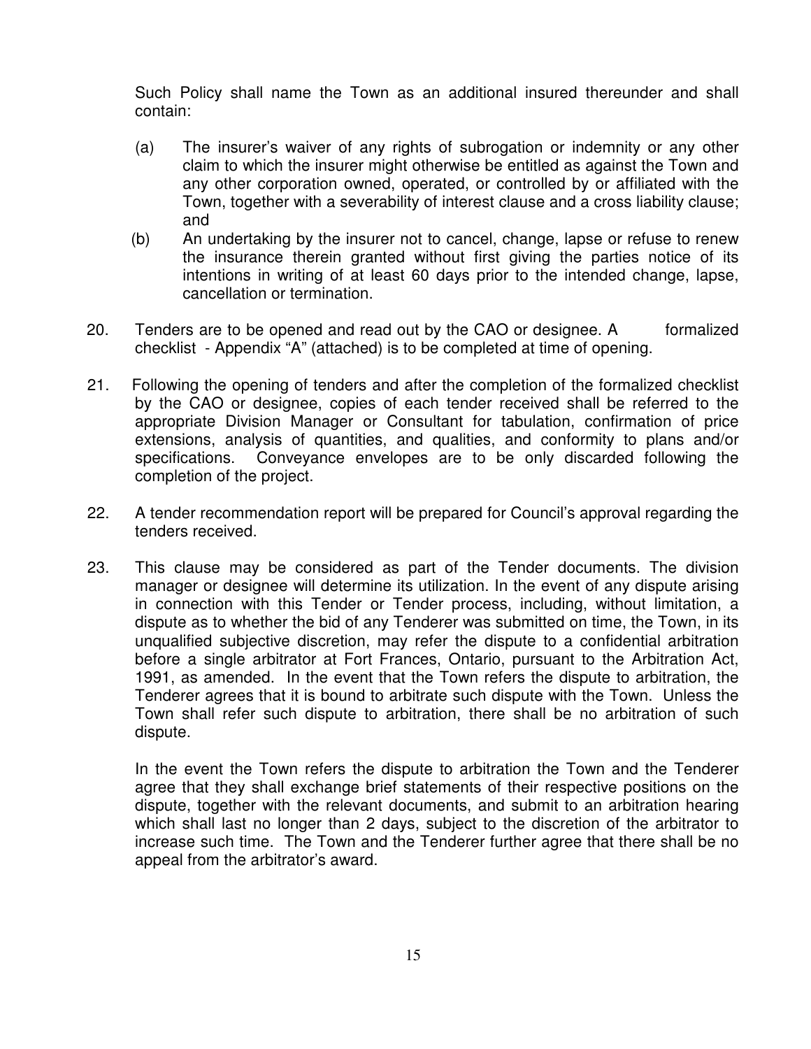Such Policy shall name the Town as an additional insured thereunder and shall contain:

(a) The insurer's waiver of any rights of subrogation or indemnity or any other claim to which the insurer might otherwise be entitled as against the Town and any other corporation owned, operated, or controlled by or affiliated with the Town, together with a severability of interest clause and a cross liability clause; and

(b) An undertaking by the insurer not to cancel, change, lapse or refuse to renew the insurance therein granted without first giving the parties notice of its intentions in writing of at least 60 days prior to the intended change, lapse, cancellation or termination.

20. Tenders are to be opened and read out by the CAO or designee. A formalized checklist - Appendix "A" (attached) is to be completed at time of opening.

21. Following the opening of tenders and after the completion of the formalized checklist by the CAO or designee, copies of each tender received shall be referred to the appropriate Division Manager or Consultant for tabulation, confirmation of price extensions, analysis of quantities, and qualities, and conformity to plans and/or specifications. Conveyance envelopes are to be only discarded following the completion of the project.

22. A tender recommendation report will be prepared for Council's approval regarding the tenders received.

23. This clause may be considered as part of the Tender documents. The division manager or designee will determine its utilization. In the event of any dispute arising in connection with this Tender or Tender process, including, without limitation, a dispute as to whether the bid of any Tenderer was submitted on time, the Town, in its unqualified subjective discretion, may refer the dispute to a confidential arbitration before a single arbitrator at Fort Frances, Ontario, pursuant to the Arbitration Act, 1991, as amended. In the event that the Town refers the dispute to arbitration, the Tenderer agrees that it is bound to arbitrate such dispute with the Town. Unless the Town shall refer such dispute to arbitration, there shall be no arbitration of such dispute.

    In the event the Town refers the dispute to arbitration the Town and the Tenderer agree that they shall exchange brief statements of their respective positions on the dispute, together with the relevant documents, and submit to an arbitration hearing which shall last no longer than 2 days, subject to the discretion of the arbitrator to increase such time. The Town and the Tenderer further agree that there shall be no appeal from the arbitrator's award.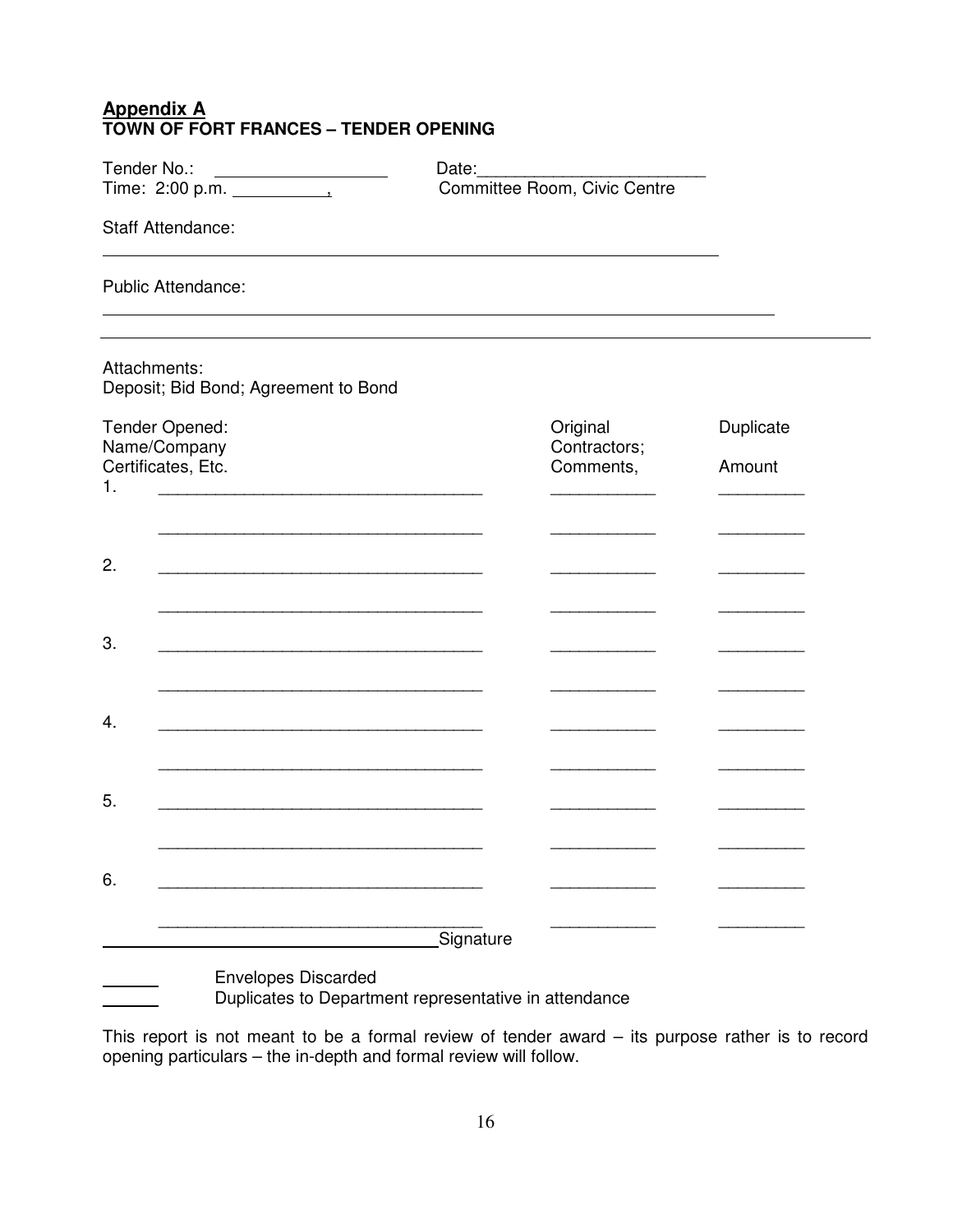**Appendix A**
**TOWN OF FORT FRANCES – TENDER OPENING**

Tender No.: ____________________ Date: ________________________

Time: 2:00 p.m. __________, Committee Room, Civic Centre

Staff Attendance:

______________________________________________________________________

Public Attendance:

______________________________________________________________________

---

Attachments:
Deposit; Bid Bond; Agreement to Bond

| Tender Opened: Name/Company Certificates, Etc. | Original Contractors; Comments, | Duplicate Amount |
|---|---|---|
| 1. ____________________________________ | ____________ | __________ |
| ____________________________________ | ____________ | __________ |
| 2. ____________________________________ | ____________ | __________ |
| ____________________________________ | ____________ | __________ |
| 3. ____________________________________ | ____________ | __________ |
| ____________________________________ | ____________ | __________ |
| 4. ____________________________________ | ____________ | __________ |
| ____________________________________ | ____________ | __________ |
| 5. ____________________________________ | ____________ | __________ |
| ____________________________________ | ____________ | __________ |
| 6. ____________________________________ | ____________ | __________ |
| ____________________________________ | ____________ | __________ |

____________________________________ Signature

______ Envelopes Discarded

______ Duplicates to Department representative in attendance

This report is not meant to be a formal review of tender award – its purpose rather is to record opening particulars – the in-depth and formal review will follow.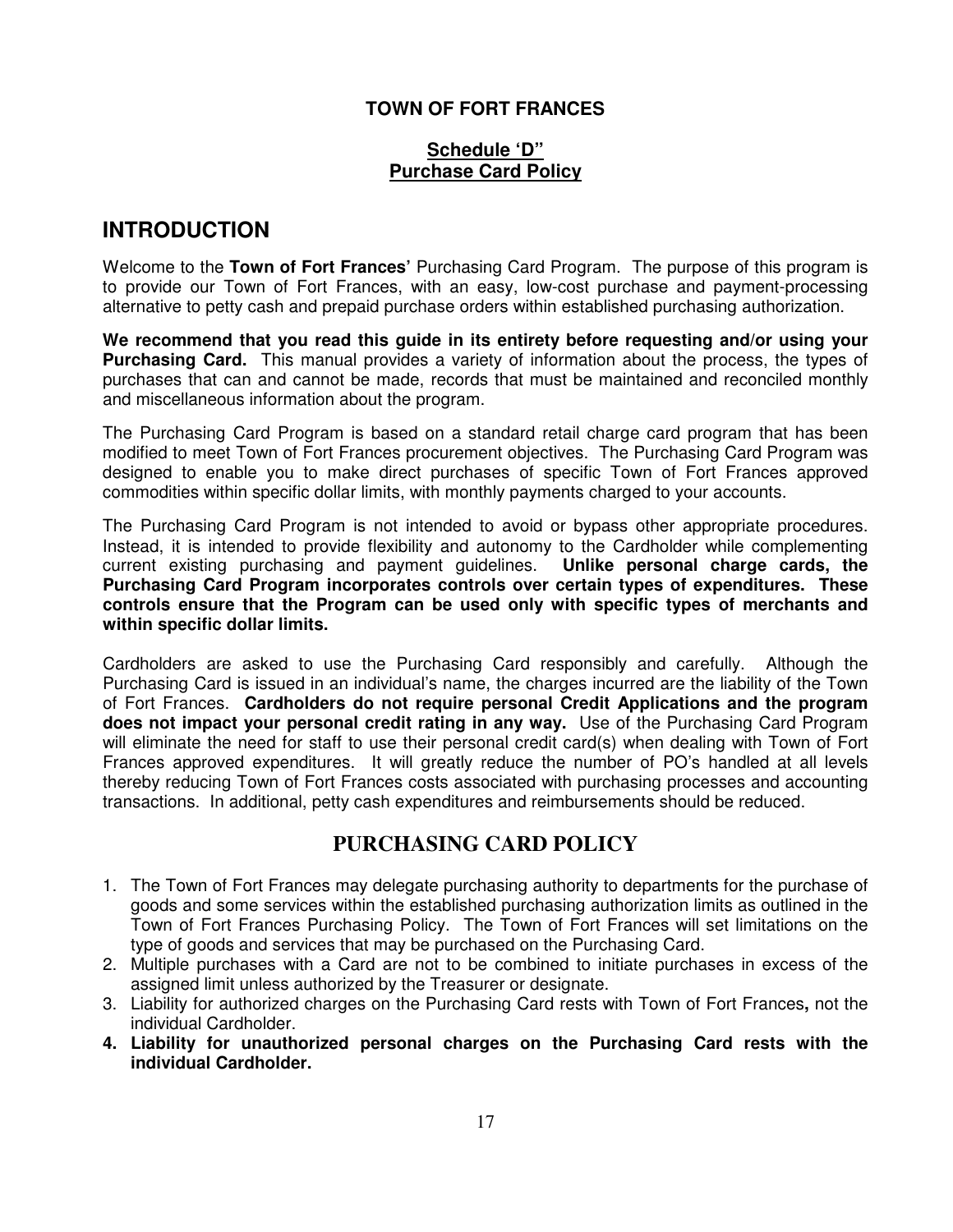**TOWN OF FORT FRANCES**

**Schedule 'D"**
**Purchase Card Policy**

# INTRODUCTION

Welcome to the **Town of Fort Frances'** Purchasing Card Program. The purpose of this program is to provide our Town of Fort Frances, with an easy, low-cost purchase and payment-processing alternative to petty cash and prepaid purchase orders within established purchasing authorization.

**We recommend that you read this guide in its entirety before requesting and/or using your Purchasing Card.** This manual provides a variety of information about the process, the types of purchases that can and cannot be made, records that must be maintained and reconciled monthly and miscellaneous information about the program.

The Purchasing Card Program is based on a standard retail charge card program that has been modified to meet Town of Fort Frances procurement objectives. The Purchasing Card Program was designed to enable you to make direct purchases of specific Town of Fort Frances approved commodities within specific dollar limits, with monthly payments charged to your accounts.

The Purchasing Card Program is not intended to avoid or bypass other appropriate procedures. Instead, it is intended to provide flexibility and autonomy to the Cardholder while complementing current existing purchasing and payment guidelines. **Unlike personal charge cards, the Purchasing Card Program incorporates controls over certain types of expenditures. These controls ensure that the Program can be used only with specific types of merchants and within specific dollar limits.**

Cardholders are asked to use the Purchasing Card responsibly and carefully. Although the Purchasing Card is issued in an individual's name, the charges incurred are the liability of the Town of Fort Frances. **Cardholders do not require personal Credit Applications and the program does not impact your personal credit rating in any way.** Use of the Purchasing Card Program will eliminate the need for staff to use their personal credit card(s) when dealing with Town of Fort Frances approved expenditures. It will greatly reduce the number of PO's handled at all levels thereby reducing Town of Fort Frances costs associated with purchasing processes and accounting transactions. In additional, petty cash expenditures and reimbursements should be reduced.

## PURCHASING CARD POLICY

1. The Town of Fort Frances may delegate purchasing authority to departments for the purchase of goods and some services within the established purchasing authorization limits as outlined in the Town of Fort Frances Purchasing Policy. The Town of Fort Frances will set limitations on the type of goods and services that may be purchased on the Purchasing Card.
2. Multiple purchases with a Card are not to be combined to initiate purchases in excess of the assigned limit unless authorized by the Treasurer or designate.
3. Liability for authorized charges on the Purchasing Card rests with Town of Fort Frances**,** not the individual Cardholder.
4. **Liability for unauthorized personal charges on the Purchasing Card rests with the individual Cardholder.**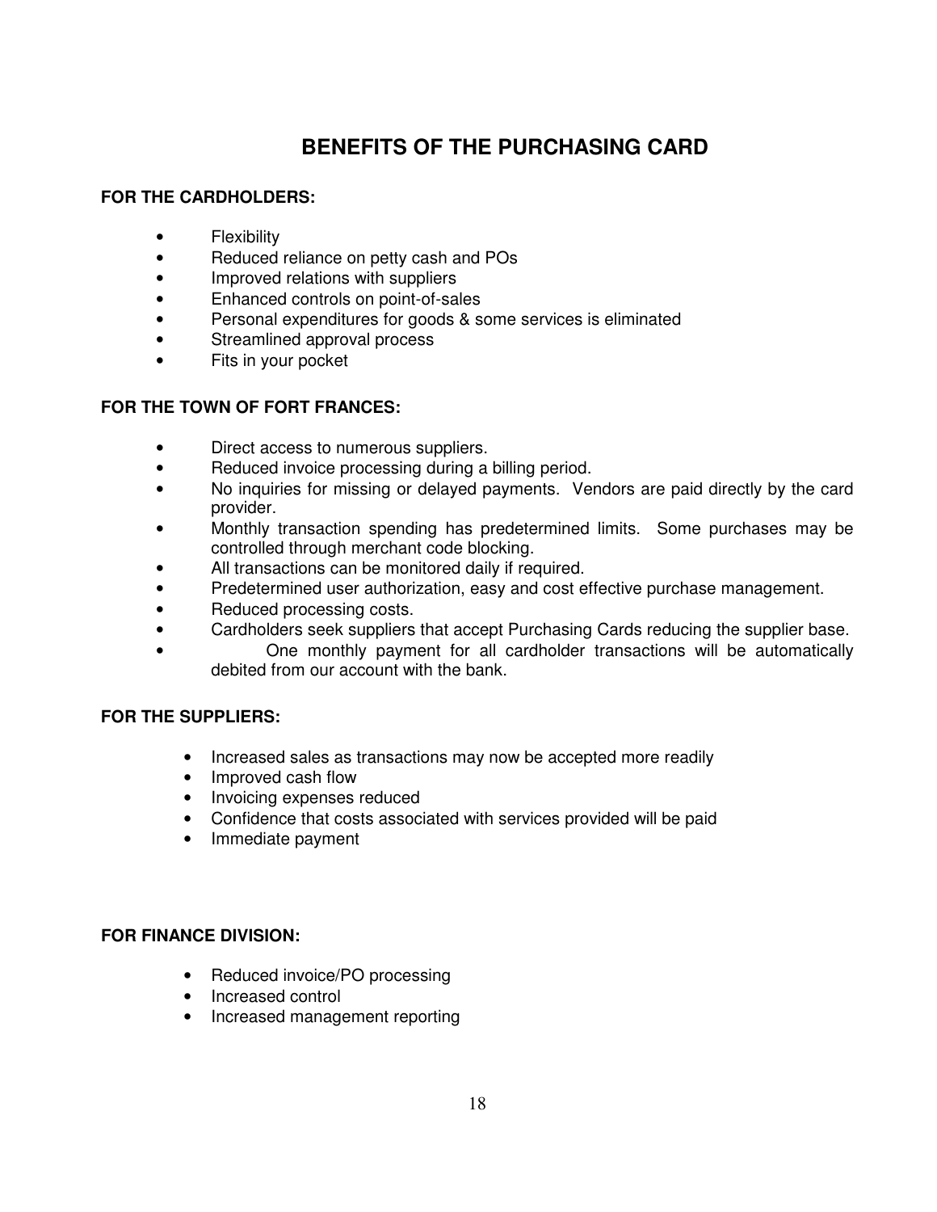# BENEFITS OF THE PURCHASING CARD

**FOR THE CARDHOLDERS:**

- Flexibility
- Reduced reliance on petty cash and POs
- Improved relations with suppliers
- Enhanced controls on point-of-sales
- Personal expenditures for goods & some services is eliminated
- Streamlined approval process
- Fits in your pocket

**FOR THE TOWN OF FORT FRANCES:**

- Direct access to numerous suppliers.
- Reduced invoice processing during a billing period.
- No inquiries for missing or delayed payments. Vendors are paid directly by the card provider.
- Monthly transaction spending has predetermined limits. Some purchases may be controlled through merchant code blocking.
- All transactions can be monitored daily if required.
- Predetermined user authorization, easy and cost effective purchase management.
- Reduced processing costs.
- Cardholders seek suppliers that accept Purchasing Cards reducing the supplier base.
- One monthly payment for all cardholder transactions will be automatically debited from our account with the bank.

**FOR THE SUPPLIERS:**

- Increased sales as transactions may now be accepted more readily
- Improved cash flow
- Invoicing expenses reduced
- Confidence that costs associated with services provided will be paid
- Immediate payment

**FOR FINANCE DIVISION:**

- Reduced invoice/PO processing
- Increased control
- Increased management reporting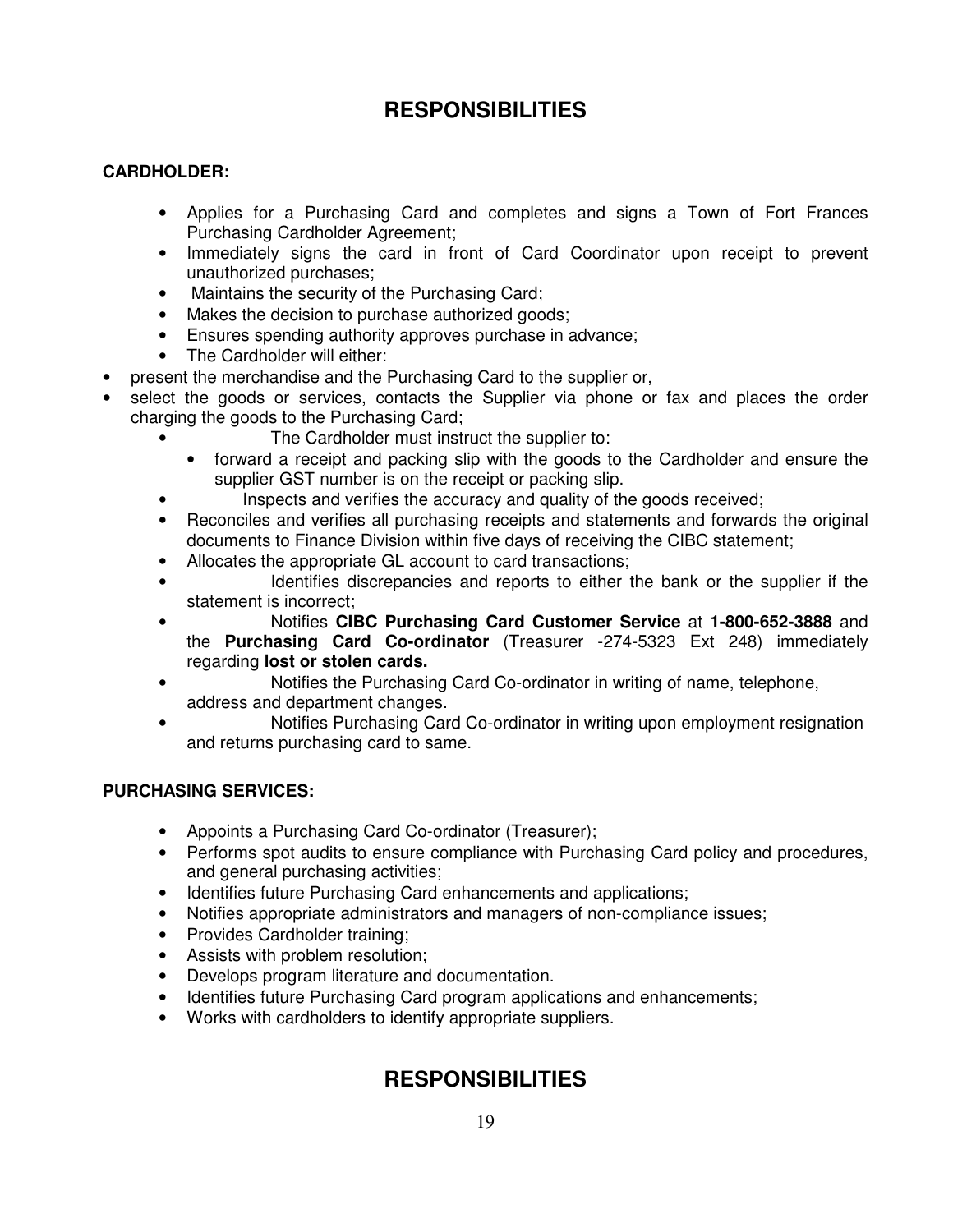# RESPONSIBILITIES

**CARDHOLDER:**

- Applies for a Purchasing Card and completes and signs a Town of Fort Frances Purchasing Cardholder Agreement;
- Immediately signs the card in front of Card Coordinator upon receipt to prevent unauthorized purchases;
- Maintains the security of the Purchasing Card;
- Makes the decision to purchase authorized goods;
- Ensures spending authority approves purchase in advance;
- The Cardholder will either:
  - present the merchandise and the Purchasing Card to the supplier or,
  - select the goods or services, contacts the Supplier via phone or fax and places the order charging the goods to the Purchasing Card;
- The Cardholder must instruct the supplier to:
  - forward a receipt and packing slip with the goods to the Cardholder and ensure the supplier GST number is on the receipt or packing slip.
- Inspects and verifies the accuracy and quality of the goods received;
- Reconciles and verifies all purchasing receipts and statements and forwards the original documents to Finance Division within five days of receiving the CIBC statement;
- Allocates the appropriate GL account to card transactions;
- Identifies discrepancies and reports to either the bank or the supplier if the statement is incorrect;
- Notifies **CIBC Purchasing Card Customer Service** at **1-800-652-3888** and the **Purchasing Card Co-ordinator** (Treasurer -274-5323 Ext 248) immediately regarding **lost or stolen cards.**
- Notifies the Purchasing Card Co-ordinator in writing of name, telephone, address and department changes.
- Notifies Purchasing Card Co-ordinator in writing upon employment resignation and returns purchasing card to same.

**PURCHASING SERVICES:**

- Appoints a Purchasing Card Co-ordinator (Treasurer);
- Performs spot audits to ensure compliance with Purchasing Card policy and procedures, and general purchasing activities;
- Identifies future Purchasing Card enhancements and applications;
- Notifies appropriate administrators and managers of non-compliance issues;
- Provides Cardholder training;
- Assists with problem resolution;
- Develops program literature and documentation.
- Identifies future Purchasing Card program applications and enhancements;
- Works with cardholders to identify appropriate suppliers.

# RESPONSIBILITIES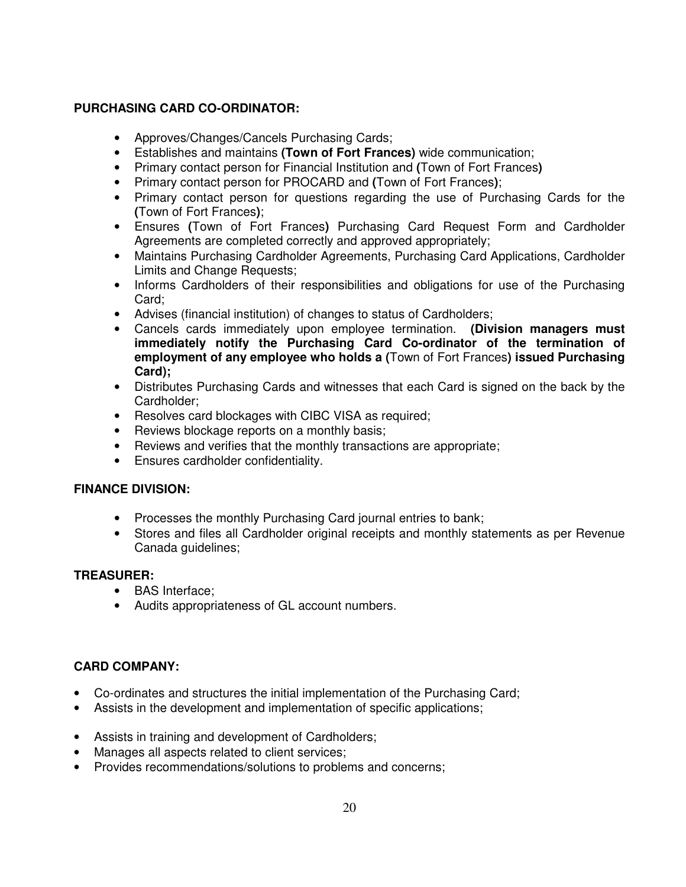**PURCHASING CARD CO-ORDINATOR:**

- Approves/Changes/Cancels Purchasing Cards;
- Establishes and maintains **(Town of Fort Frances)** wide communication;
- Primary contact person for Financial Institution and **(**Town of Fort Frances**)**
- Primary contact person for PROCARD and **(**Town of Fort Frances**)**;
- Primary contact person for questions regarding the use of Purchasing Cards for the **(**Town of Fort Frances**)**;
- Ensures **(**Town of Fort Frances**)** Purchasing Card Request Form and Cardholder Agreements are completed correctly and approved appropriately;
- Maintains Purchasing Cardholder Agreements, Purchasing Card Applications, Cardholder Limits and Change Requests;
- Informs Cardholders of their responsibilities and obligations for use of the Purchasing Card;
- Advises (financial institution) of changes to status of Cardholders;
- Cancels cards immediately upon employee termination. **(Division managers must immediately notify the Purchasing Card Co-ordinator of the termination of employment of any employee who holds a (**Town of Fort Frances**) issued Purchasing Card);**
- Distributes Purchasing Cards and witnesses that each Card is signed on the back by the Cardholder;
- Resolves card blockages with CIBC VISA as required;
- Reviews blockage reports on a monthly basis;
- Reviews and verifies that the monthly transactions are appropriate;
- Ensures cardholder confidentiality.

**FINANCE DIVISION:**

- Processes the monthly Purchasing Card journal entries to bank;
- Stores and files all Cardholder original receipts and monthly statements as per Revenue Canada guidelines;

**TREASURER:**

- BAS Interface;
- Audits appropriateness of GL account numbers.

**CARD COMPANY:**

- Co-ordinates and structures the initial implementation of the Purchasing Card;
- Assists in the development and implementation of specific applications;
- Assists in training and development of Cardholders;
- Manages all aspects related to client services;
- Provides recommendations/solutions to problems and concerns;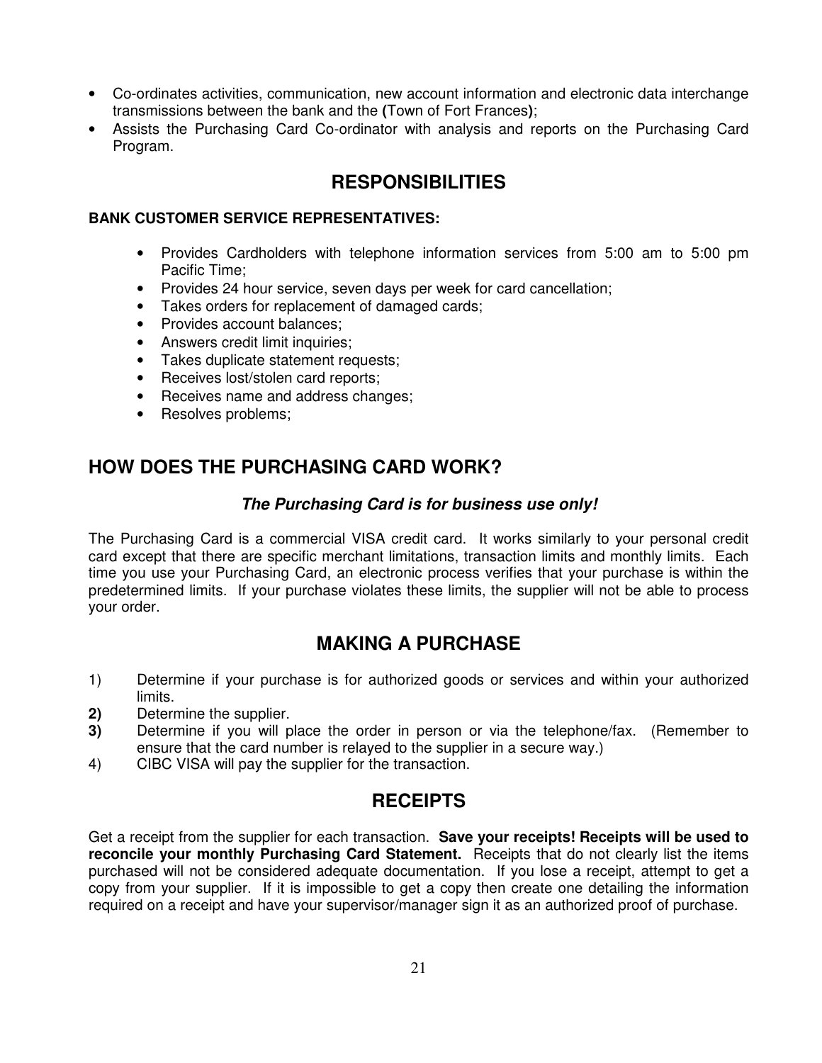- Co-ordinates activities, communication, new account information and electronic data interchange transmissions between the bank and the (Town of Fort Frances);
- Assists the Purchasing Card Co-ordinator with analysis and reports on the Purchasing Card Program.

## RESPONSIBILITIES

**BANK CUSTOMER SERVICE REPRESENTATIVES:**

- Provides Cardholders with telephone information services from 5:00 am to 5:00 pm Pacific Time;
- Provides 24 hour service, seven days per week for card cancellation;
- Takes orders for replacement of damaged cards;
- Provides account balances;
- Answers credit limit inquiries;
- Takes duplicate statement requests;
- Receives lost/stolen card reports;
- Receives name and address changes;
- Resolves problems;

## HOW DOES THE PURCHASING CARD WORK?

***The Purchasing Card is for business use only!***

The Purchasing Card is a commercial VISA credit card. It works similarly to your personal credit card except that there are specific merchant limitations, transaction limits and monthly limits. Each time you use your Purchasing Card, an electronic process verifies that your purchase is within the predetermined limits. If your purchase violates these limits, the supplier will not be able to process your order.

## MAKING A PURCHASE

1) Determine if your purchase is for authorized goods or services and within your authorized limits.
**2)** Determine the supplier.
**3)** Determine if you will place the order in person or via the telephone/fax. (Remember to ensure that the card number is relayed to the supplier in a secure way.)
4) CIBC VISA will pay the supplier for the transaction.

## RECEIPTS

Get a receipt from the supplier for each transaction. **Save your receipts! Receipts will be used to reconcile your monthly Purchasing Card Statement.** Receipts that do not clearly list the items purchased will not be considered adequate documentation. If you lose a receipt, attempt to get a copy from your supplier. If it is impossible to get a copy then create one detailing the information required on a receipt and have your supervisor/manager sign it as an authorized proof of purchase.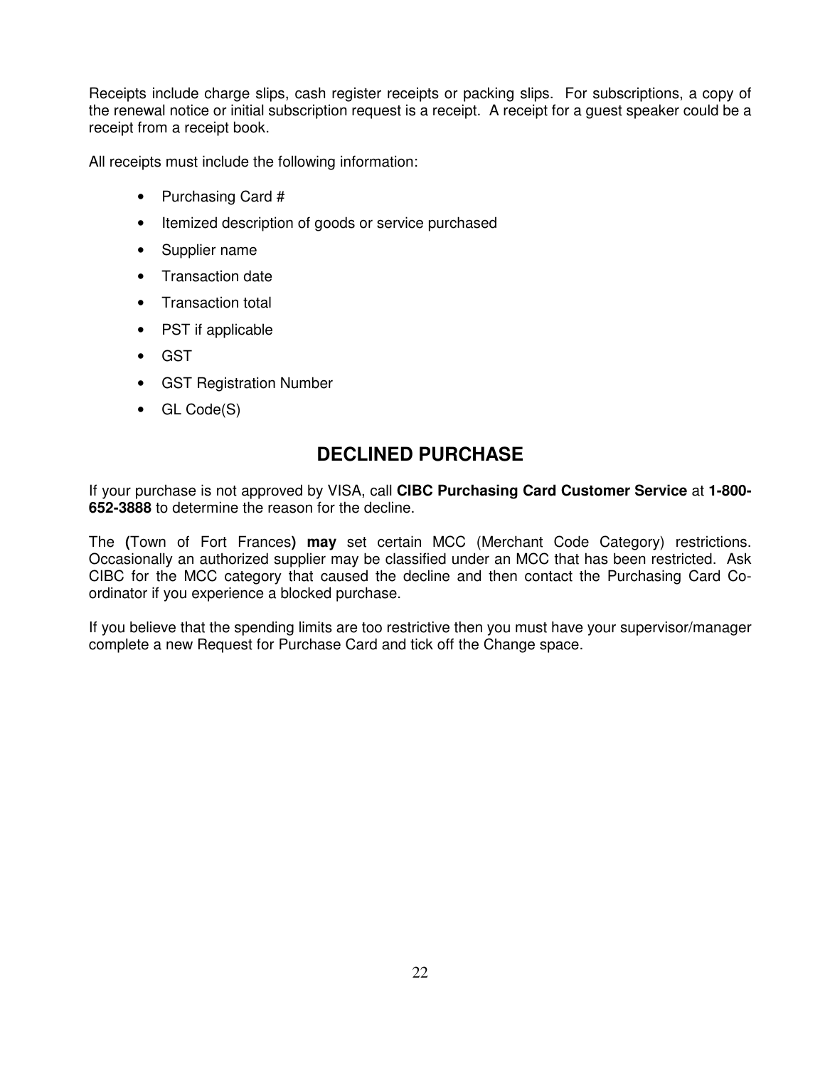Receipts include charge slips, cash register receipts or packing slips. For subscriptions, a copy of the renewal notice or initial subscription request is a receipt. A receipt for a guest speaker could be a receipt from a receipt book.

All receipts must include the following information:

- Purchasing Card #
- Itemized description of goods or service purchased
- Supplier name
- Transaction date
- Transaction total
- PST if applicable
- GST
- GST Registration Number
- GL Code(S)

## DECLINED PURCHASE

If your purchase is not approved by VISA, call **CIBC Purchasing Card Customer Service** at **1-800-652-3888** to determine the reason for the decline.

The **(**Town of Fort Frances**) may** set certain MCC (Merchant Code Category) restrictions. Occasionally an authorized supplier may be classified under an MCC that has been restricted. Ask CIBC for the MCC category that caused the decline and then contact the Purchasing Card Co-ordinator if you experience a blocked purchase.

If you believe that the spending limits are too restrictive then you must have your supervisor/manager complete a new Request for Purchase Card and tick off the Change space.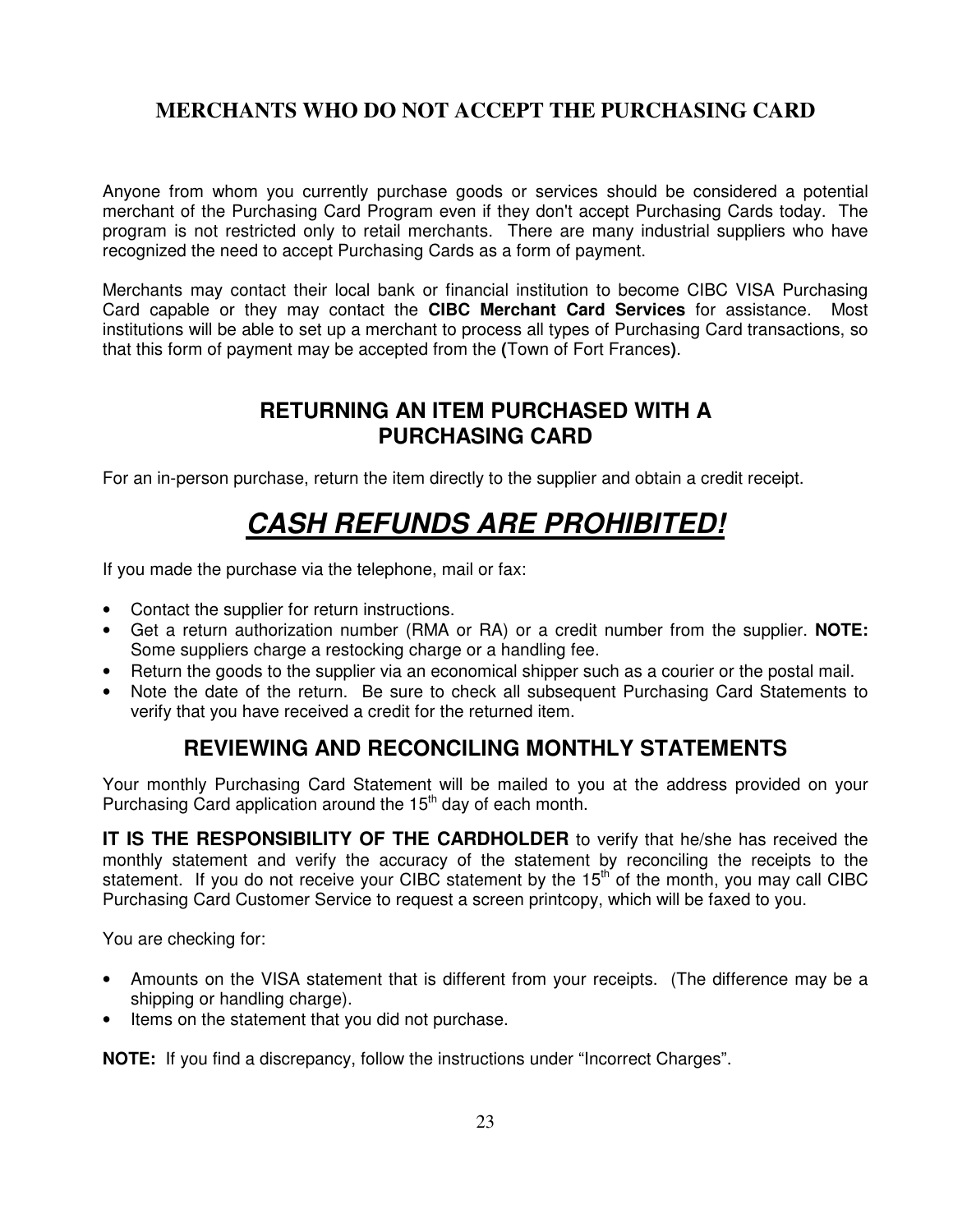## MERCHANTS WHO DO NOT ACCEPT THE PURCHASING CARD

Anyone from whom you currently purchase goods or services should be considered a potential merchant of the Purchasing Card Program even if they don't accept Purchasing Cards today. The program is not restricted only to retail merchants. There are many industrial suppliers who have recognized the need to accept Purchasing Cards as a form of payment.

Merchants may contact their local bank or financial institution to become CIBC VISA Purchasing Card capable or they may contact the **CIBC Merchant Card Services** for assistance. Most institutions will be able to set up a merchant to process all types of Purchasing Card transactions, so that this form of payment may be accepted from the **(**Town of Fort Frances**)**.

## RETURNING AN ITEM PURCHASED WITH A PURCHASING CARD

For an in-person purchase, return the item directly to the supplier and obtain a credit receipt.

# ***CASH REFUNDS ARE PROHIBITED!***

If you made the purchase via the telephone, mail or fax:

- Contact the supplier for return instructions.
- Get a return authorization number (RMA or RA) or a credit number from the supplier. **NOTE:** Some suppliers charge a restocking charge or a handling fee.
- Return the goods to the supplier via an economical shipper such as a courier or the postal mail.
- Note the date of the return. Be sure to check all subsequent Purchasing Card Statements to verify that you have received a credit for the returned item.

## REVIEWING AND RECONCILING MONTHLY STATEMENTS

Your monthly Purchasing Card Statement will be mailed to you at the address provided on your Purchasing Card application around the 15th day of each month.

**IT IS THE RESPONSIBILITY OF THE CARDHOLDER** to verify that he/she has received the monthly statement and verify the accuracy of the statement by reconciling the receipts to the statement. If you do not receive your CIBC statement by the 15th of the month, you may call CIBC Purchasing Card Customer Service to request a screen printcopy, which will be faxed to you.

You are checking for:

- Amounts on the VISA statement that is different from your receipts. (The difference may be a shipping or handling charge).
- Items on the statement that you did not purchase.

**NOTE:** If you find a discrepancy, follow the instructions under "Incorrect Charges".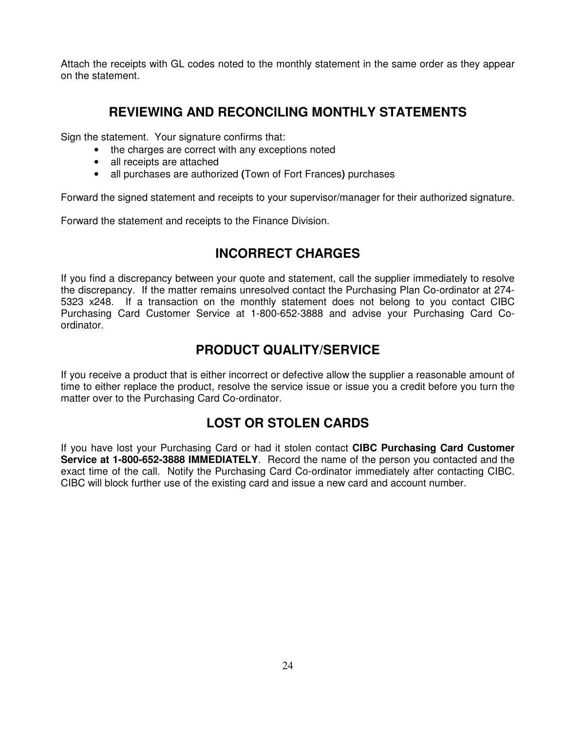Attach the receipts with GL codes noted to the monthly statement in the same order as they appear on the statement.

## REVIEWING AND RECONCILING MONTHLY STATEMENTS

Sign the statement. Your signature confirms that:

- the charges are correct with any exceptions noted
- all receipts are attached
- all purchases are authorized **(**Town of Fort Frances**)** purchases

Forward the signed statement and receipts to your supervisor/manager for their authorized signature.

Forward the statement and receipts to the Finance Division.

## INCORRECT CHARGES

If you find a discrepancy between your quote and statement, call the supplier immediately to resolve the discrepancy. If the matter remains unresolved contact the Purchasing Plan Co-ordinator at 274-5323 x248. If a transaction on the monthly statement does not belong to you contact CIBC Purchasing Card Customer Service at 1-800-652-3888 and advise your Purchasing Card Co-ordinator.

## PRODUCT QUALITY/SERVICE

If you receive a product that is either incorrect or defective allow the supplier a reasonable amount of time to either replace the product, resolve the service issue or issue you a credit before you turn the matter over to the Purchasing Card Co-ordinator.

## LOST OR STOLEN CARDS

If you have lost your Purchasing Card or had it stolen contact **CIBC Purchasing Card Customer Service at 1-800-652-3888 IMMEDIATELY**. Record the name of the person you contacted and the exact time of the call. Notify the Purchasing Card Co-ordinator immediately after contacting CIBC. CIBC will block further use of the existing card and issue a new card and account number.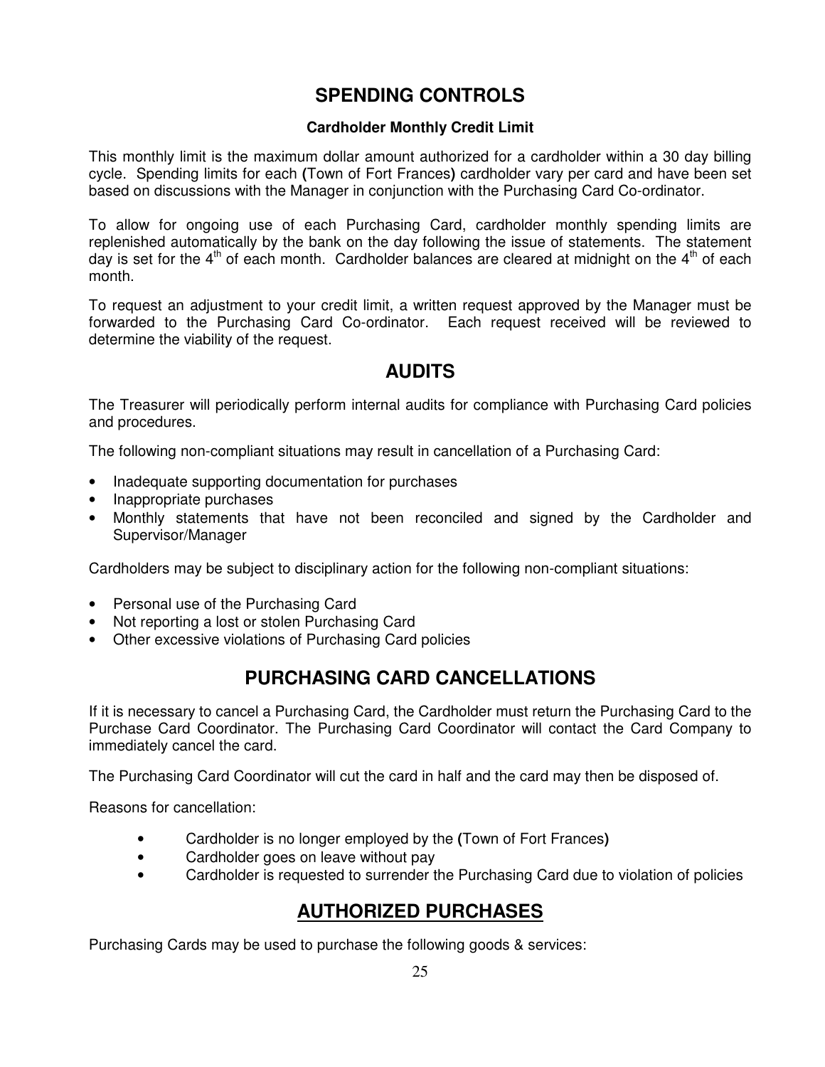## SPENDING CONTROLS

### Cardholder Monthly Credit Limit

This monthly limit is the maximum dollar amount authorized for a cardholder within a 30 day billing cycle. Spending limits for each **(**Town of Fort Frances**)** cardholder vary per card and have been set based on discussions with the Manager in conjunction with the Purchasing Card Co-ordinator.

To allow for ongoing use of each Purchasing Card, cardholder monthly spending limits are replenished automatically by the bank on the day following the issue of statements. The statement day is set for the 4th of each month. Cardholder balances are cleared at midnight on the 4th of each month.

To request an adjustment to your credit limit, a written request approved by the Manager must be forwarded to the Purchasing Card Co-ordinator. Each request received will be reviewed to determine the viability of the request.

## AUDITS

The Treasurer will periodically perform internal audits for compliance with Purchasing Card policies and procedures.

The following non-compliant situations may result in cancellation of a Purchasing Card:

- Inadequate supporting documentation for purchases
- Inappropriate purchases
- Monthly statements that have not been reconciled and signed by the Cardholder and Supervisor/Manager

Cardholders may be subject to disciplinary action for the following non-compliant situations:

- Personal use of the Purchasing Card
- Not reporting a lost or stolen Purchasing Card
- Other excessive violations of Purchasing Card policies

## PURCHASING CARD CANCELLATIONS

If it is necessary to cancel a Purchasing Card, the Cardholder must return the Purchasing Card to the Purchase Card Coordinator. The Purchasing Card Coordinator will contact the Card Company to immediately cancel the card.

The Purchasing Card Coordinator will cut the card in half and the card may then be disposed of.

Reasons for cancellation:

- Cardholder is no longer employed by the **(**Town of Fort Frances**)**
- Cardholder goes on leave without pay
- Cardholder is requested to surrender the Purchasing Card due to violation of policies

## AUTHORIZED PURCHASES

Purchasing Cards may be used to purchase the following goods & services: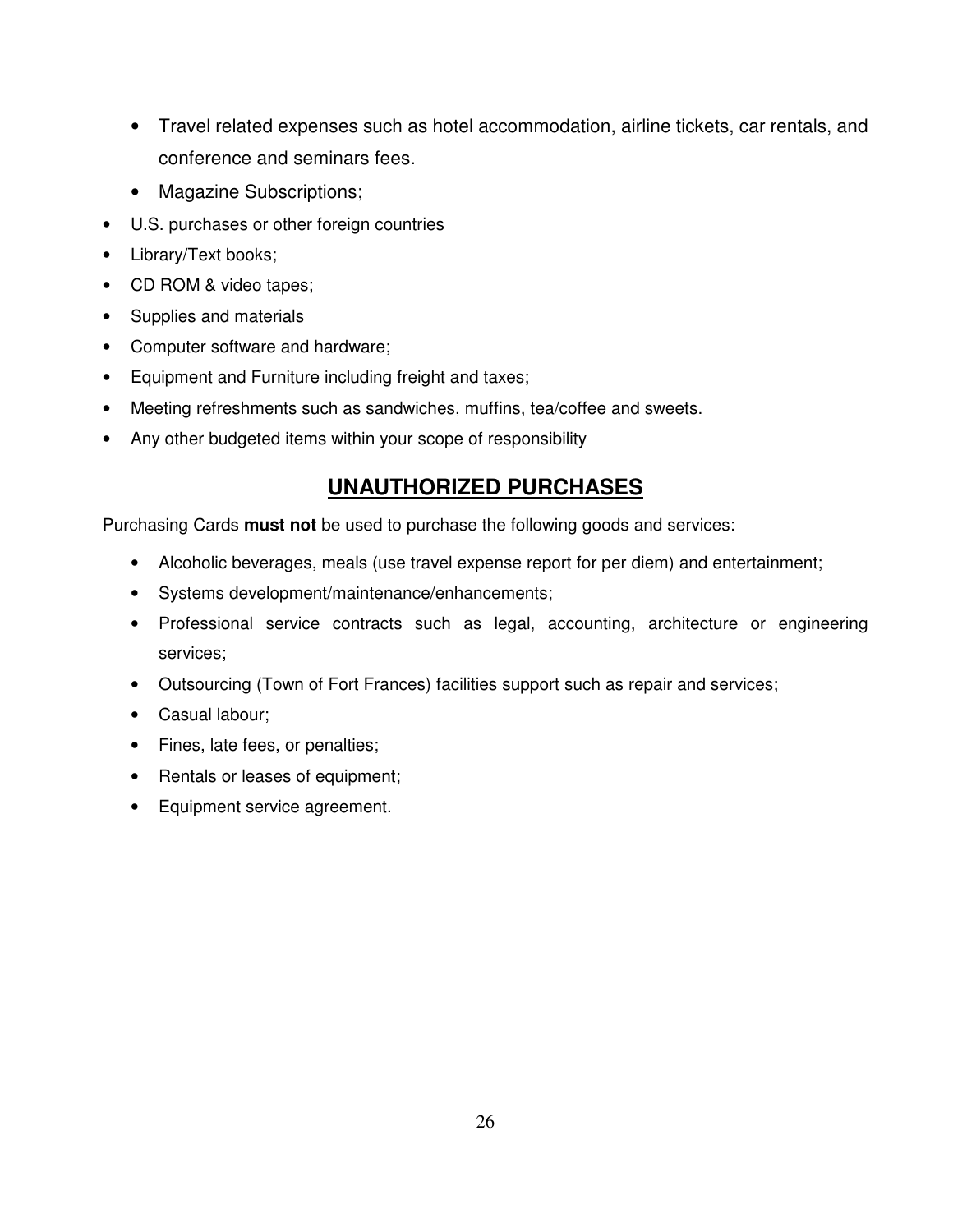- Travel related expenses such as hotel accommodation, airline tickets, car rentals, and conference and seminars fees.
- Magazine Subscriptions;
- U.S. purchases or other foreign countries
- Library/Text books;
- CD ROM & video tapes;
- Supplies and materials
- Computer software and hardware;
- Equipment and Furniture including freight and taxes;
- Meeting refreshments such as sandwiches, muffins, tea/coffee and sweets.
- Any other budgeted items within your scope of responsibility

## UNAUTHORIZED PURCHASES

Purchasing Cards **must not** be used to purchase the following goods and services:

- Alcoholic beverages, meals (use travel expense report for per diem) and entertainment;
- Systems development/maintenance/enhancements;
- Professional service contracts such as legal, accounting, architecture or engineering services;
- Outsourcing (Town of Fort Frances) facilities support such as repair and services;
- Casual labour;
- Fines, late fees, or penalties;
- Rentals or leases of equipment;
- Equipment service agreement.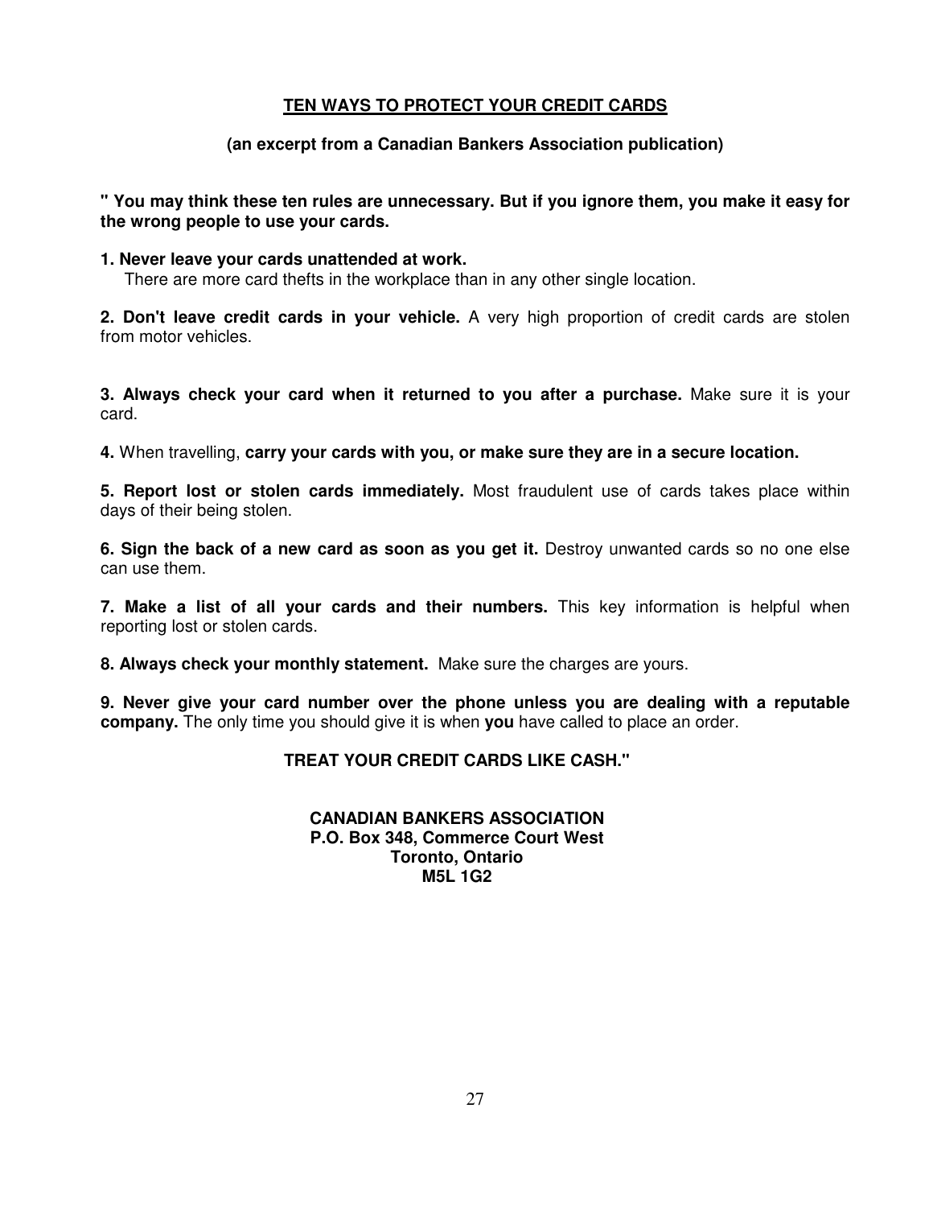## TEN WAYS TO PROTECT YOUR CREDIT CARDS

**(an excerpt from a Canadian Bankers Association publication)**

**" You may think these ten rules are unnecessary. But if you ignore them, you make it easy for the wrong people to use your cards.**

**1. Never leave your cards unattended at work.**
There are more card thefts in the workplace than in any other single location.

**2. Don't leave credit cards in your vehicle.** A very high proportion of credit cards are stolen from motor vehicles.

**3. Always check your card when it returned to you after a purchase.** Make sure it is your card.

**4.** When travelling, **carry your cards with you, or make sure they are in a secure location.**

**5. Report lost or stolen cards immediately.** Most fraudulent use of cards takes place within days of their being stolen.

**6. Sign the back of a new card as soon as you get it.** Destroy unwanted cards so no one else can use them.

**7. Make a list of all your cards and their numbers.** This key information is helpful when reporting lost or stolen cards.

**8. Always check your monthly statement.** Make sure the charges are yours.

**9. Never give your card number over the phone unless you are dealing with a reputable company.** The only time you should give it is when **you** have called to place an order.

**TREAT YOUR CREDIT CARDS LIKE CASH."**

**CANADIAN BANKERS ASSOCIATION**
**P.O. Box 348, Commerce Court West**
**Toronto, Ontario**
**M5L 1G2**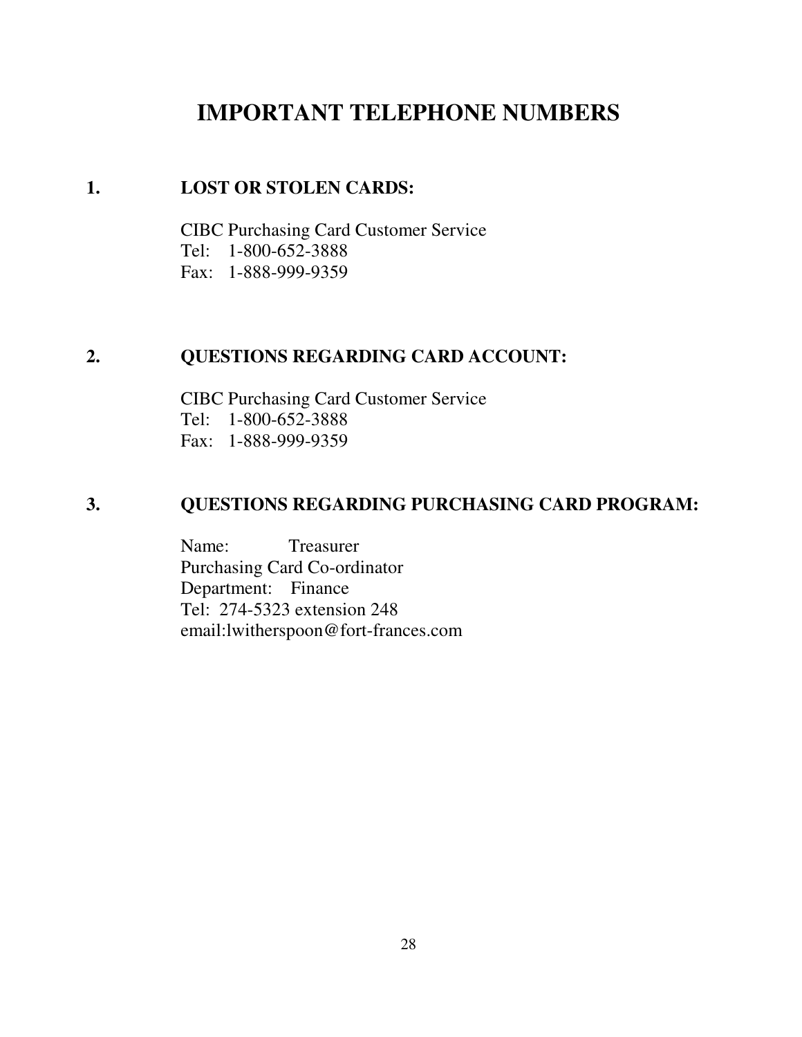# IMPORTANT TELEPHONE NUMBERS

**1. LOST OR STOLEN CARDS:**

CIBC Purchasing Card Customer Service
Tel: 1-800-652-3888
Fax: 1-888-999-9359

**2. QUESTIONS REGARDING CARD ACCOUNT:**

CIBC Purchasing Card Customer Service
Tel: 1-800-652-3888
Fax: 1-888-999-9359

**3. QUESTIONS REGARDING PURCHASING CARD PROGRAM:**

Name: Treasurer
Purchasing Card Co-ordinator
Department: Finance
Tel: 274-5323 extension 248
email:lwitherspoon@fort-frances.com